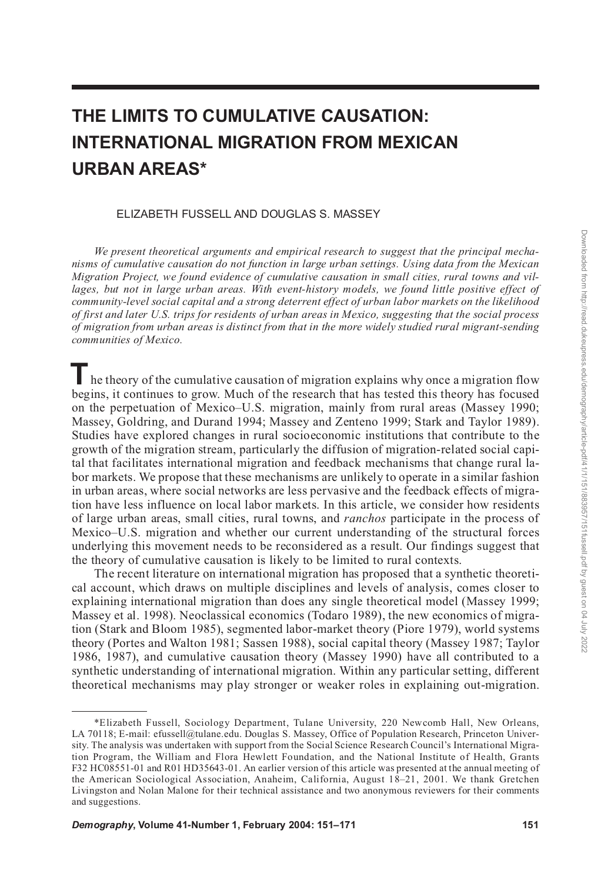# THE LIMITS TO CUMULATIVE CAUSATION: INTERNATIONAL MIGRATION FROM MEXICAN URBAN AREAS*

ELIZABETH FUSSELL AND DOUGLAS S. MASSEY

*We present theoretical arguments and empirical research to suggest that the principal mechanisms of cumulative causation do not function in large urban settings. Using data from the Mexican Migration Project, we found evidence of cumulative causation in small cities, rural towns and villages, but not in large urban areas. With event-history models, we found little positive effect of community-level social capital and a strong deterrent effect of urban labor markets on the likelihood of first and later U.S. trips for residents of urban areas in Mexico, suggesting that the social process of migration from urban areas is distinct from that in the more widely studied rural migrant-sending communities of Mexico.*

The theory of the cumulative causation of migration explains why once a migration flow begins, it continues to grow. Much of the research that has tested this theory has focused on the perpetuation of Mexico–U.S. migration, mainly from rural areas (Massey 1990; Massey, Goldring, and Durand 1994; Massey and Zenteno 1999; Stark and Taylor 1989). Studies have explored changes in rural socioeconomic institutions that contribute to the growth of the migration stream, particularly the diffusion of migration-related social capital that facilitates international migration and feedback mechanisms that change rural labor markets. We propose that these mechanisms are unlikely to operate in a similar fashion in urban areas, where social networks are less pervasive and the feedback effects of migration have less influence on local labor markets. In this article, we consider how residents of large urban areas, small cities, rural towns, and *ranchos* participate in the process of Mexico–U.S. migration and whether our current understanding of the structural forces underlying this movement needs to be reconsidered as a result. Our findings suggest that the theory of cumulative causation is likely to be limited to rural contexts.

The recent literature on international migration has proposed that a synthetic theoretical account, which draws on multiple disciplines and levels of analysis, comes closer to explaining international migration than does any single theoretical model (Massey 1999; Massey et al. 1998). Neoclassical economics (Todaro 1989), the new economics of migration (Stark and Bloom 1985), segmented labor-market theory (Piore 1979), world systems theory (Portes and Walton 1981; Sassen 1988), social capital theory (Massey 1987; Taylor 1986, 1987), and cumulative causation theory (Massey 1990) have all contributed to a synthetic understanding of international migration. Within any particular setting, different theoretical mechanisms may play stronger or weaker roles in explaining out-migration.

---

*Elizabeth Fussell, Sociology Department, Tulane University, 220 Newcomb Hall, New Orleans, LA 70118; E-mail: efussell@tulane.edu. Douglas S. Massey, Office of Population Research, Princeton University. The analysis was undertaken with support from the Social Science Research Council's International Migration Program, the William and Flora Hewlett Foundation, and the National Institute of Health, Grants F32 HC08551-01 and R01 HD35643-01. An earlier version of this article was presented at the annual meeting of the American Sociological Association, Anaheim, California, August 18–21, 2001. We thank Gretchen Livingston and Nolan Malone for their technical assistance and two anonymous reviewers for their comments and suggestions.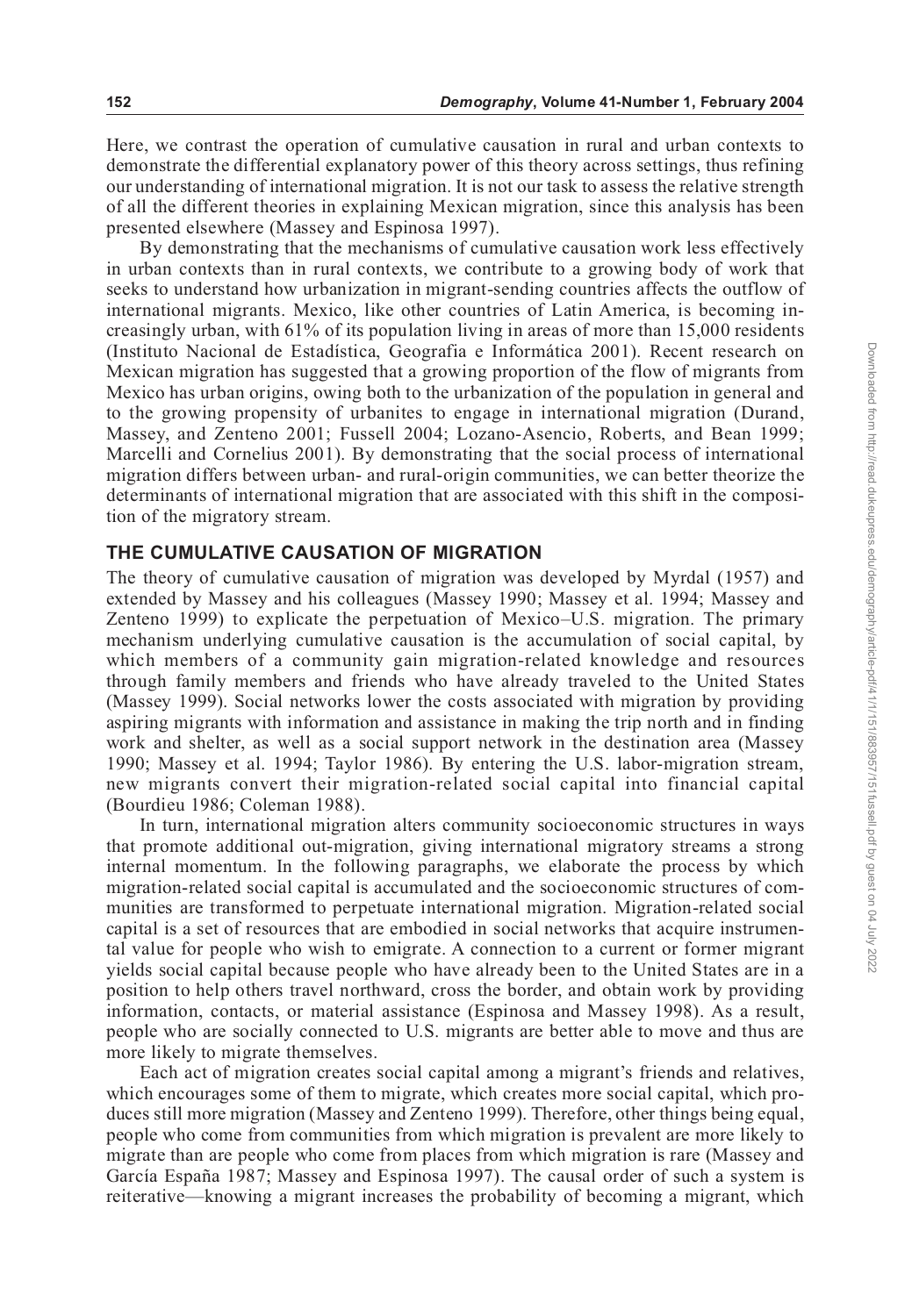Here, we contrast the operation of cumulative causation in rural and urban contexts to demonstrate the differential explanatory power of this theory across settings, thus refining our understanding of international migration. It is not our task to assess the relative strength of all the different theories in explaining Mexican migration, since this analysis has been presented elsewhere (Massey and Espinosa 1997).

By demonstrating that the mechanisms of cumulative causation work less effectively in urban contexts than in rural contexts, we contribute to a growing body of work that seeks to understand how urbanization in migrant-sending countries affects the outflow of international migrants. Mexico, like other countries of Latin America, is becoming increasingly urban, with 61% of its population living in areas of more than 15,000 residents (Instituto Nacional de Estadística, Geografia e Informática 2001). Recent research on Mexican migration has suggested that a growing proportion of the flow of migrants from Mexico has urban origins, owing both to the urbanization of the population in general and to the growing propensity of urbanites to engage in international migration (Durand, Massey, and Zenteno 2001; Fussell 2004; Lozano-Asencio, Roberts, and Bean 1999; Marcelli and Cornelius 2001). By demonstrating that the social process of international migration differs between urban- and rural-origin communities, we can better theorize the determinants of international migration that are associated with this shift in the composition of the migratory stream.

## THE CUMULATIVE CAUSATION OF MIGRATION

The theory of cumulative causation of migration was developed by Myrdal (1957) and extended by Massey and his colleagues (Massey 1990; Massey et al. 1994; Massey and Zenteno 1999) to explicate the perpetuation of Mexico–U.S. migration. The primary mechanism underlying cumulative causation is the accumulation of social capital, by which members of a community gain migration-related knowledge and resources through family members and friends who have already traveled to the United States (Massey 1999). Social networks lower the costs associated with migration by providing aspiring migrants with information and assistance in making the trip north and in finding work and shelter, as well as a social support network in the destination area (Massey 1990; Massey et al. 1994; Taylor 1986). By entering the U.S. labor-migration stream, new migrants convert their migration-related social capital into financial capital (Bourdieu 1986; Coleman 1988).

In turn, international migration alters community socioeconomic structures in ways that promote additional out-migration, giving international migratory streams a strong internal momentum. In the following paragraphs, we elaborate the process by which migration-related social capital is accumulated and the socioeconomic structures of communities are transformed to perpetuate international migration. Migration-related social capital is a set of resources that are embodied in social networks that acquire instrumental value for people who wish to emigrate. A connection to a current or former migrant yields social capital because people who have already been to the United States are in a position to help others travel northward, cross the border, and obtain work by providing information, contacts, or material assistance (Espinosa and Massey 1998). As a result, people who are socially connected to U.S. migrants are better able to move and thus are more likely to migrate themselves.

Each act of migration creates social capital among a migrant's friends and relatives, which encourages some of them to migrate, which creates more social capital, which produces still more migration (Massey and Zenteno 1999). Therefore, other things being equal, people who come from communities from which migration is prevalent are more likely to migrate than are people who come from places from which migration is rare (Massey and García España 1987; Massey and Espinosa 1997). The causal order of such a system is reiterative—knowing a migrant increases the probability of becoming a migrant, which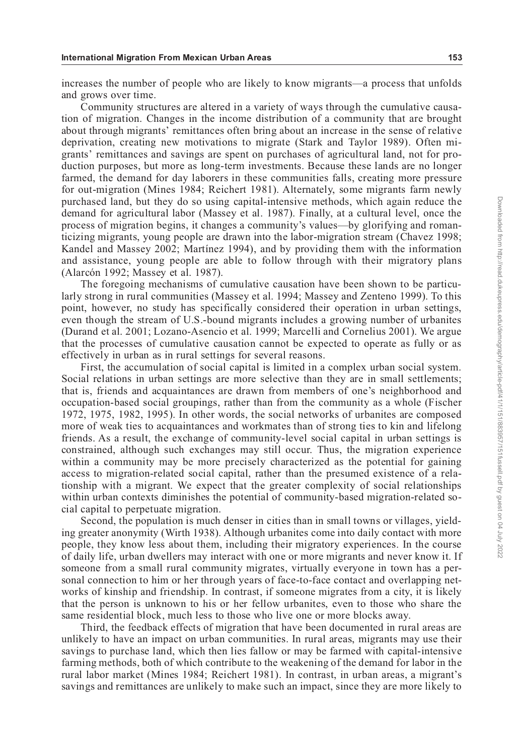increases the number of people who are likely to know migrants—a process that unfolds and grows over time.

Community structures are altered in a variety of ways through the cumulative causation of migration. Changes in the income distribution of a community that are brought about through migrants' remittances often bring about an increase in the sense of relative deprivation, creating new motivations to migrate (Stark and Taylor 1989). Often migrants' remittances and savings are spent on purchases of agricultural land, not for production purposes, but more as long-term investments. Because these lands are no longer farmed, the demand for day laborers in these communities falls, creating more pressure for out-migration (Mines 1984; Reichert 1981). Alternately, some migrants farm newly purchased land, but they do so using capital-intensive methods, which again reduce the demand for agricultural labor (Massey et al. 1987). Finally, at a cultural level, once the process of migration begins, it changes a community's values—by glorifying and romanticizing migrants, young people are drawn into the labor-migration stream (Chavez 1998; Kandel and Massey 2002; Martínez 1994), and by providing them with the information and assistance, young people are able to follow through with their migratory plans (Alarcón 1992; Massey et al. 1987).

The foregoing mechanisms of cumulative causation have been shown to be particularly strong in rural communities (Massey et al. 1994; Massey and Zenteno 1999). To this point, however, no study has specifically considered their operation in urban settings, even though the stream of U.S.-bound migrants includes a growing number of urbanites (Durand et al. 2001; Lozano-Asencio et al. 1999; Marcelli and Cornelius 2001). We argue that the processes of cumulative causation cannot be expected to operate as fully or as effectively in urban as in rural settings for several reasons.

First, the accumulation of social capital is limited in a complex urban social system. Social relations in urban settings are more selective than they are in small settlements; that is, friends and acquaintances are drawn from members of one's neighborhood and occupation-based social groupings, rather than from the community as a whole (Fischer 1972, 1975, 1982, 1995). In other words, the social networks of urbanites are composed more of weak ties to acquaintances and workmates than of strong ties to kin and lifelong friends. As a result, the exchange of community-level social capital in urban settings is constrained, although such exchanges may still occur. Thus, the migration experience within a community may be more precisely characterized as the potential for gaining access to migration-related social capital, rather than the presumed existence of a relationship with a migrant. We expect that the greater complexity of social relationships within urban contexts diminishes the potential of community-based migration-related social capital to perpetuate migration.

Second, the population is much denser in cities than in small towns or villages, yielding greater anonymity (Wirth 1938). Although urbanites come into daily contact with more people, they know less about them, including their migratory experiences. In the course of daily life, urban dwellers may interact with one or more migrants and never know it. If someone from a small rural community migrates, virtually everyone in town has a personal connection to him or her through years of face-to-face contact and overlapping networks of kinship and friendship. In contrast, if someone migrates from a city, it is likely that the person is unknown to his or her fellow urbanites, even to those who share the same residential block, much less to those who live one or more blocks away.

Third, the feedback effects of migration that have been documented in rural areas are unlikely to have an impact on urban communities. In rural areas, migrants may use their savings to purchase land, which then lies fallow or may be farmed with capital-intensive farming methods, both of which contribute to the weakening of the demand for labor in the rural labor market (Mines 1984; Reichert 1981). In contrast, in urban areas, a migrant's savings and remittances are unlikely to make such an impact, since they are more likely to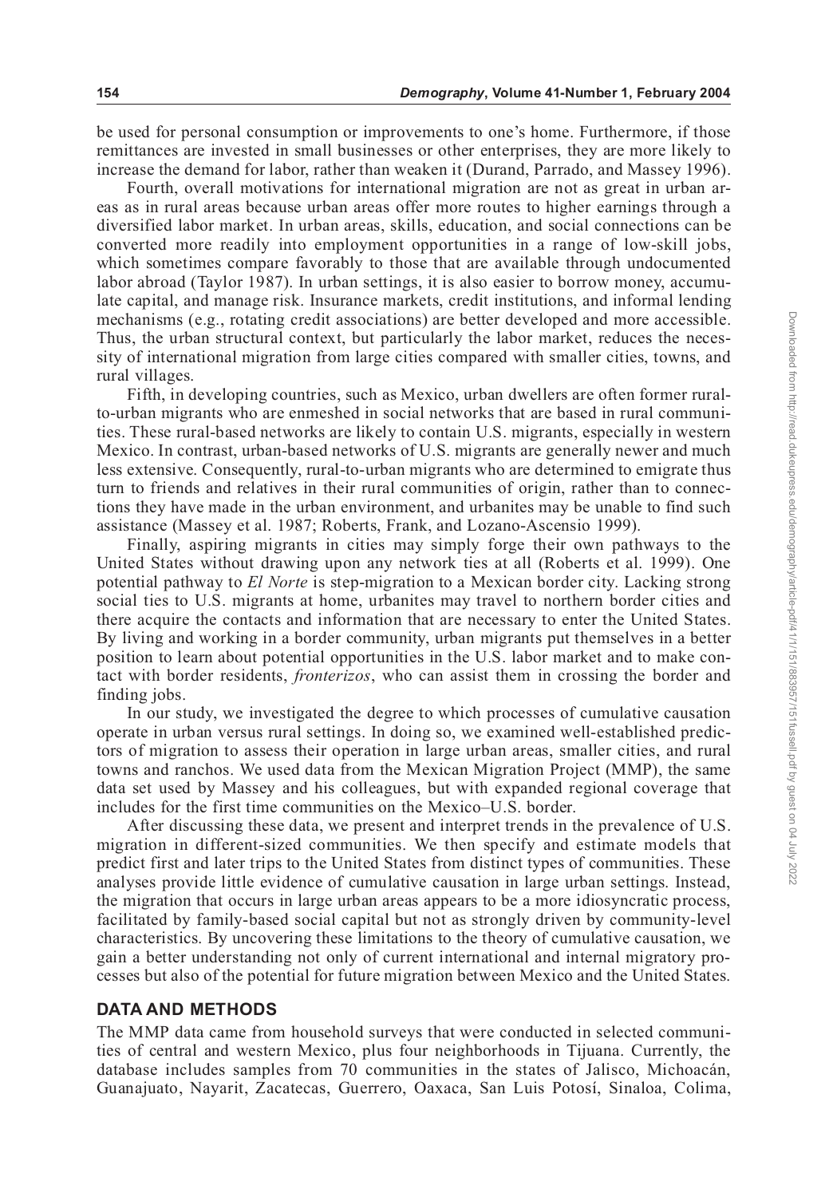be used for personal consumption or improvements to one's home. Furthermore, if those remittances are invested in small businesses or other enterprises, they are more likely to increase the demand for labor, rather than weaken it (Durand, Parrado, and Massey 1996).

Fourth, overall motivations for international migration are not as great in urban areas as in rural areas because urban areas offer more routes to higher earnings through a diversified labor market. In urban areas, skills, education, and social connections can be converted more readily into employment opportunities in a range of low-skill jobs, which sometimes compare favorably to those that are available through undocumented labor abroad (Taylor 1987). In urban settings, it is also easier to borrow money, accumulate capital, and manage risk. Insurance markets, credit institutions, and informal lending mechanisms (e.g., rotating credit associations) are better developed and more accessible. Thus, the urban structural context, but particularly the labor market, reduces the necessity of international migration from large cities compared with smaller cities, towns, and rural villages.

Fifth, in developing countries, such as Mexico, urban dwellers are often former rural-to-urban migrants who are enmeshed in social networks that are based in rural communities. These rural-based networks are likely to contain U.S. migrants, especially in western Mexico. In contrast, urban-based networks of U.S. migrants are generally newer and much less extensive. Consequently, rural-to-urban migrants who are determined to emigrate thus turn to friends and relatives in their rural communities of origin, rather than to connections they have made in the urban environment, and urbanites may be unable to find such assistance (Massey et al. 1987; Roberts, Frank, and Lozano-Ascensio 1999).

Finally, aspiring migrants in cities may simply forge their own pathways to the United States without drawing upon any network ties at all (Roberts et al. 1999). One potential pathway to *El Norte* is step-migration to a Mexican border city. Lacking strong social ties to U.S. migrants at home, urbanites may travel to northern border cities and there acquire the contacts and information that are necessary to enter the United States. By living and working in a border community, urban migrants put themselves in a better position to learn about potential opportunities in the U.S. labor market and to make contact with border residents, *fronterizos*, who can assist them in crossing the border and finding jobs.

In our study, we investigated the degree to which processes of cumulative causation operate in urban versus rural settings. In doing so, we examined well-established predictors of migration to assess their operation in large urban areas, smaller cities, and rural towns and ranchos. We used data from the Mexican Migration Project (MMP), the same data set used by Massey and his colleagues, but with expanded regional coverage that includes for the first time communities on the Mexico–U.S. border.

After discussing these data, we present and interpret trends in the prevalence of U.S. migration in different-sized communities. We then specify and estimate models that predict first and later trips to the United States from distinct types of communities. These analyses provide little evidence of cumulative causation in large urban settings. Instead, the migration that occurs in large urban areas appears to be a more idiosyncratic process, facilitated by family-based social capital but not as strongly driven by community-level characteristics. By uncovering these limitations to the theory of cumulative causation, we gain a better understanding not only of current international and internal migratory processes but also of the potential for future migration between Mexico and the United States.

## DATA AND METHODS

The MMP data came from household surveys that were conducted in selected communities of central and western Mexico, plus four neighborhoods in Tijuana. Currently, the database includes samples from 70 communities in the states of Jalisco, Michoacán, Guanajuato, Nayarit, Zacatecas, Guerrero, Oaxaca, San Luis Potosí, Sinaloa, Colima,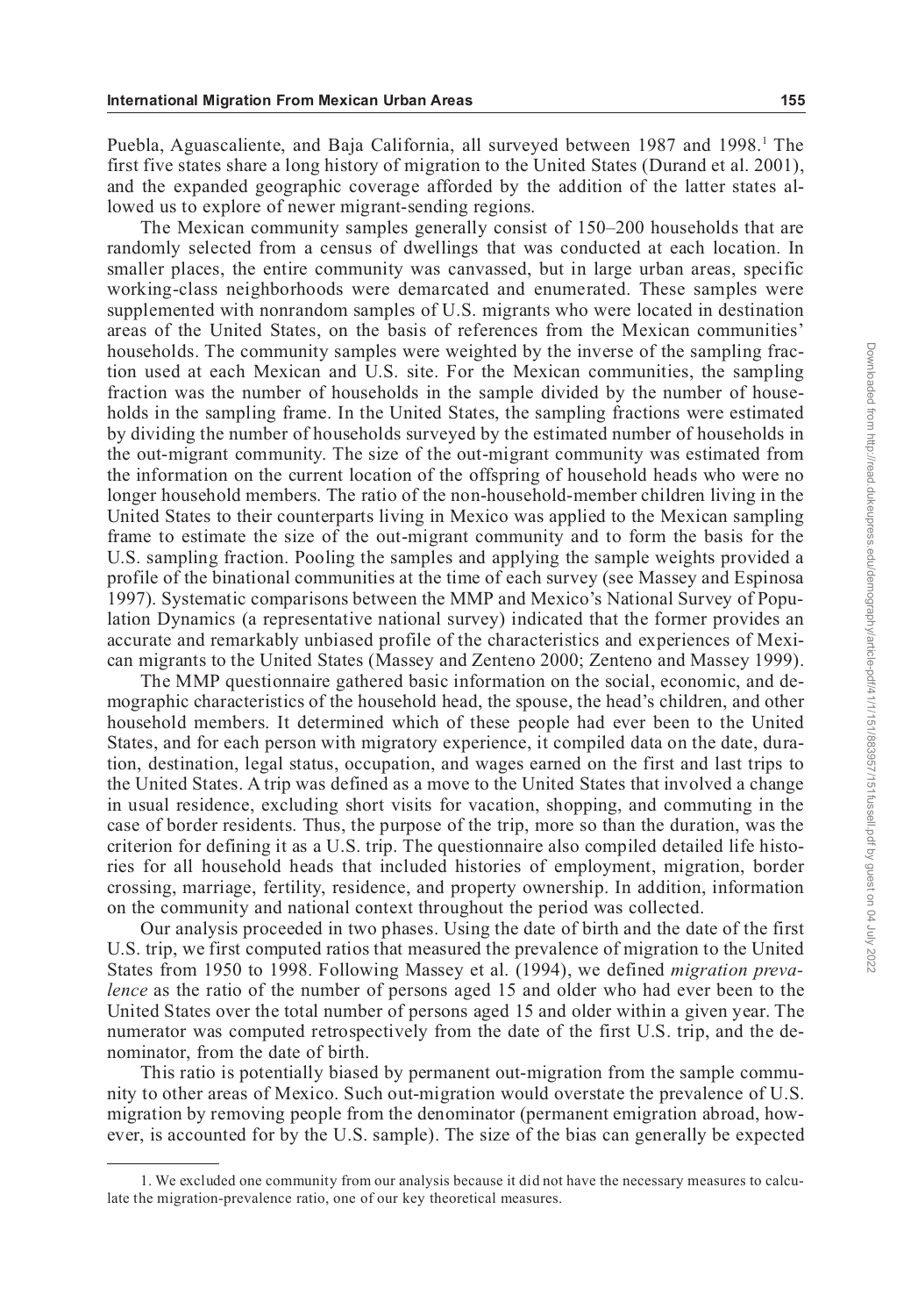Puebla, Aguascaliente, and Baja California, all surveyed between 1987 and 1998.[1] The first five states share a long history of migration to the United States (Durand et al. 2001), and the expanded geographic coverage afforded by the addition of the latter states allowed us to explore of newer migrant-sending regions.

The Mexican community samples generally consist of 150–200 households that are randomly selected from a census of dwellings that was conducted at each location. In smaller places, the entire community was canvassed, but in large urban areas, specific working-class neighborhoods were demarcated and enumerated. These samples were supplemented with nonrandom samples of U.S. migrants who were located in destination areas of the United States, on the basis of references from the Mexican communities' households. The community samples were weighted by the inverse of the sampling fraction used at each Mexican and U.S. site. For the Mexican communities, the sampling fraction was the number of households in the sample divided by the number of households in the sampling frame. In the United States, the sampling fractions were estimated by dividing the number of households surveyed by the estimated number of households in the out-migrant community. The size of the out-migrant community was estimated from the information on the current location of the offspring of household heads who were no longer household members. The ratio of the non-household-member children living in the United States to their counterparts living in Mexico was applied to the Mexican sampling frame to estimate the size of the out-migrant community and to form the basis for the U.S. sampling fraction. Pooling the samples and applying the sample weights provided a profile of the binational communities at the time of each survey (see Massey and Espinosa 1997). Systematic comparisons between the MMP and Mexico's National Survey of Population Dynamics (a representative national survey) indicated that the former provides an accurate and remarkably unbiased profile of the characteristics and experiences of Mexican migrants to the United States (Massey and Zenteno 2000; Zenteno and Massey 1999).

The MMP questionnaire gathered basic information on the social, economic, and demographic characteristics of the household head, the spouse, the head's children, and other household members. It determined which of these people had ever been to the United States, and for each person with migratory experience, it compiled data on the date, duration, destination, legal status, occupation, and wages earned on the first and last trips to the United States. A trip was defined as a move to the United States that involved a change in usual residence, excluding short visits for vacation, shopping, and commuting in the case of border residents. Thus, the purpose of the trip, more so than the duration, was the criterion for defining it as a U.S. trip. The questionnaire also compiled detailed life histories for all household heads that included histories of employment, migration, border crossing, marriage, fertility, residence, and property ownership. In addition, information on the community and national context throughout the period was collected.

Our analysis proceeded in two phases. Using the date of birth and the date of the first U.S. trip, we first computed ratios that measured the prevalence of migration to the United States from 1950 to 1998. Following Massey et al. (1994), we defined *migration prevalence* as the ratio of the number of persons aged 15 and older who had ever been to the United States over the total number of persons aged 15 and older within a given year. The numerator was computed retrospectively from the date of the first U.S. trip, and the denominator, from the date of birth.

This ratio is potentially biased by permanent out-migration from the sample community to other areas of Mexico. Such out-migration would overstate the prevalence of U.S. migration by removing people from the denominator (permanent emigration abroad, however, is accounted for by the U.S. sample). The size of the bias can generally be expected

1. We excluded one community from our analysis because it did not have the necessary measures to calculate the migration-prevalence ratio, one of our key theoretical measures.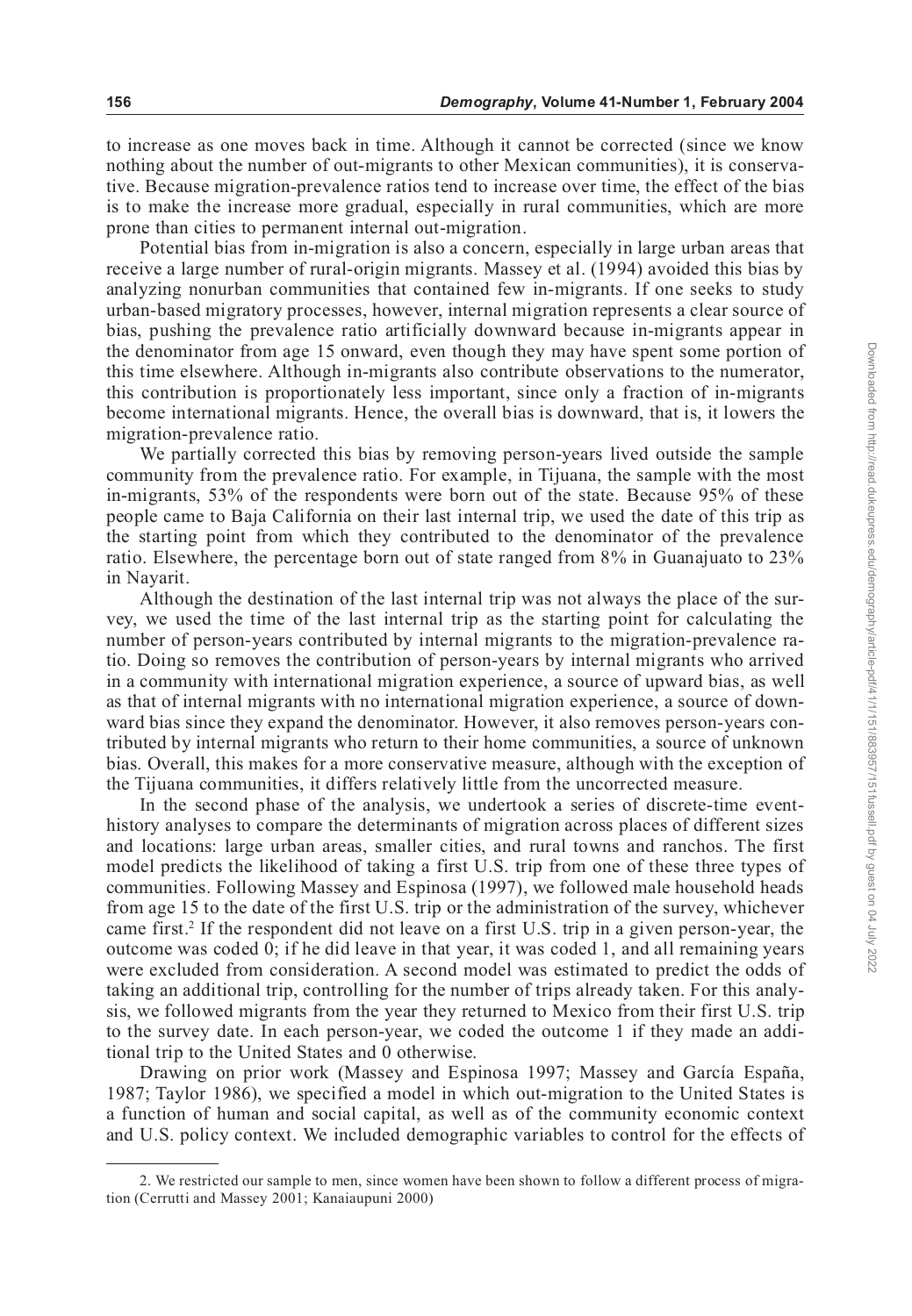to increase as one moves back in time. Although it cannot be corrected (since we know nothing about the number of out-migrants to other Mexican communities), it is conservative. Because migration-prevalence ratios tend to increase over time, the effect of the bias is to make the increase more gradual, especially in rural communities, which are more prone than cities to permanent internal out-migration.

Potential bias from in-migration is also a concern, especially in large urban areas that receive a large number of rural-origin migrants. Massey et al. (1994) avoided this bias by analyzing nonurban communities that contained few in-migrants. If one seeks to study urban-based migratory processes, however, internal migration represents a clear source of bias, pushing the prevalence ratio artificially downward because in-migrants appear in the denominator from age 15 onward, even though they may have spent some portion of this time elsewhere. Although in-migrants also contribute observations to the numerator, this contribution is proportionately less important, since only a fraction of in-migrants become international migrants. Hence, the overall bias is downward, that is, it lowers the migration-prevalence ratio.

We partially corrected this bias by removing person-years lived outside the sample community from the prevalence ratio. For example, in Tijuana, the sample with the most in-migrants, 53% of the respondents were born out of the state. Because 95% of these people came to Baja California on their last internal trip, we used the date of this trip as the starting point from which they contributed to the denominator of the prevalence ratio. Elsewhere, the percentage born out of state ranged from 8% in Guanajuato to 23% in Nayarit.

Although the destination of the last internal trip was not always the place of the survey, we used the time of the last internal trip as the starting point for calculating the number of person-years contributed by internal migrants to the migration-prevalence ratio. Doing so removes the contribution of person-years by internal migrants who arrived in a community with international migration experience, a source of upward bias, as well as that of internal migrants with no international migration experience, a source of downward bias since they expand the denominator. However, it also removes person-years contributed by internal migrants who return to their home communities, a source of unknown bias. Overall, this makes for a more conservative measure, although with the exception of the Tijuana communities, it differs relatively little from the uncorrected measure.

In the second phase of the analysis, we undertook a series of discrete-time event-history analyses to compare the determinants of migration across places of different sizes and locations: large urban areas, smaller cities, and rural towns and ranchos. The first model predicts the likelihood of taking a first U.S. trip from one of these three types of communities. Following Massey and Espinosa (1997), we followed male household heads from age 15 to the date of the first U.S. trip or the administration of the survey, whichever came first.[2] If the respondent did not leave on a first U.S. trip in a given person-year, the outcome was coded 0; if he did leave in that year, it was coded 1, and all remaining years were excluded from consideration. A second model was estimated to predict the odds of taking an additional trip, controlling for the number of trips already taken. For this analysis, we followed migrants from the year they returned to Mexico from their first U.S. trip to the survey date. In each person-year, we coded the outcome 1 if they made an additional trip to the United States and 0 otherwise.

Drawing on prior work (Massey and Espinosa 1997; Massey and García España, 1987; Taylor 1986), we specified a model in which out-migration to the United States is a function of human and social capital, as well as of the community economic context and U.S. policy context. We included demographic variables to control for the effects of

2. We restricted our sample to men, since women have been shown to follow a different process of migration (Cerrutti and Massey 2001; Kanaiaupuni 2000)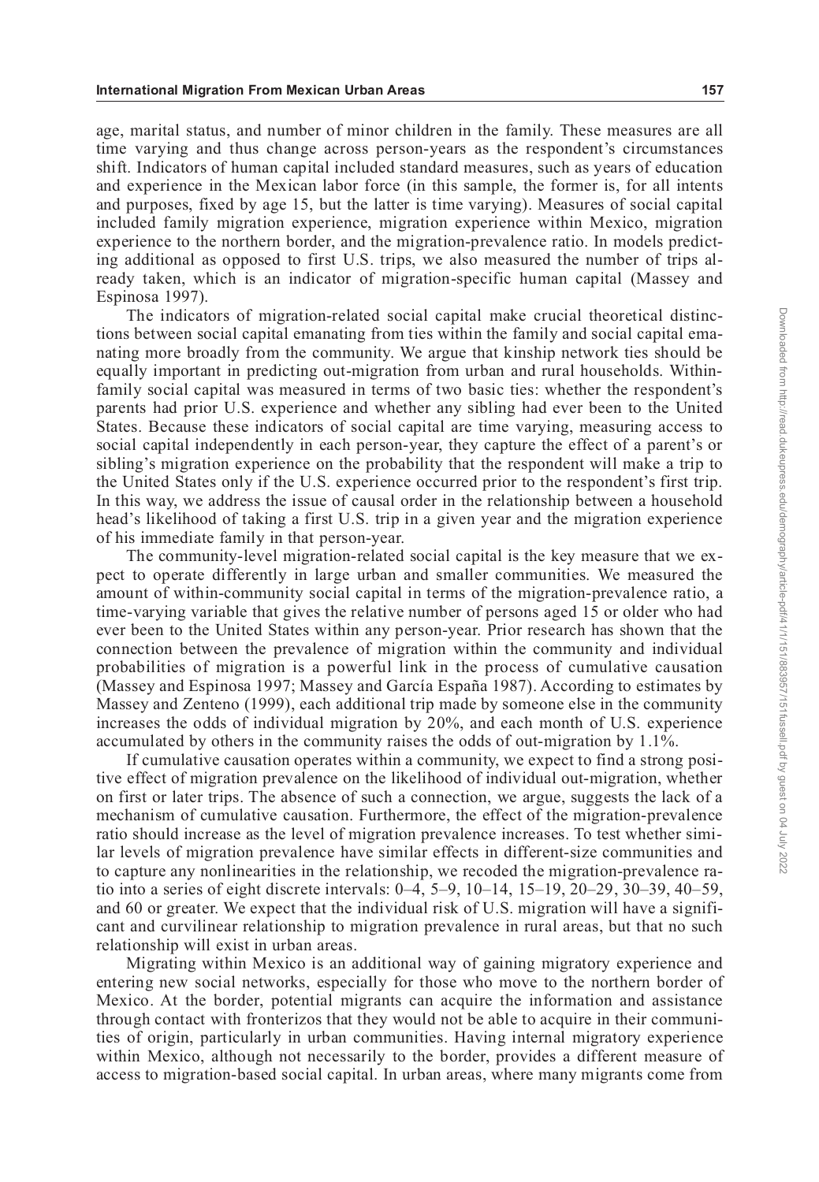age, marital status, and number of minor children in the family. These measures are all time varying and thus change across person-years as the respondent's circumstances shift. Indicators of human capital included standard measures, such as years of education and experience in the Mexican labor force (in this sample, the former is, for all intents and purposes, fixed by age 15, but the latter is time varying). Measures of social capital included family migration experience, migration experience within Mexico, migration experience to the northern border, and the migration-prevalence ratio. In models predicting additional as opposed to first U.S. trips, we also measured the number of trips already taken, which is an indicator of migration-specific human capital (Massey and Espinosa 1997).

The indicators of migration-related social capital make crucial theoretical distinctions between social capital emanating from ties within the family and social capital emanating more broadly from the community. We argue that kinship network ties should be equally important in predicting out-migration from urban and rural households. Within-family social capital was measured in terms of two basic ties: whether the respondent's parents had prior U.S. experience and whether any sibling had ever been to the United States. Because these indicators of social capital are time varying, measuring access to social capital independently in each person-year, they capture the effect of a parent's or sibling's migration experience on the probability that the respondent will make a trip to the United States only if the U.S. experience occurred prior to the respondent's first trip. In this way, we address the issue of causal order in the relationship between a household head's likelihood of taking a first U.S. trip in a given year and the migration experience of his immediate family in that person-year.

The community-level migration-related social capital is the key measure that we expect to operate differently in large urban and smaller communities. We measured the amount of within-community social capital in terms of the migration-prevalence ratio, a time-varying variable that gives the relative number of persons aged 15 or older who had ever been to the United States within any person-year. Prior research has shown that the connection between the prevalence of migration within the community and individual probabilities of migration is a powerful link in the process of cumulative causation (Massey and Espinosa 1997; Massey and García España 1987). According to estimates by Massey and Zenteno (1999), each additional trip made by someone else in the community increases the odds of individual migration by 20%, and each month of U.S. experience accumulated by others in the community raises the odds of out-migration by 1.1%.

If cumulative causation operates within a community, we expect to find a strong positive effect of migration prevalence on the likelihood of individual out-migration, whether on first or later trips. The absence of such a connection, we argue, suggests the lack of a mechanism of cumulative causation. Furthermore, the effect of the migration-prevalence ratio should increase as the level of migration prevalence increases. To test whether similar levels of migration prevalence have similar effects in different-size communities and to capture any nonlinearities in the relationship, we recoded the migration-prevalence ratio into a series of eight discrete intervals: 0–4, 5–9, 10–14, 15–19, 20–29, 30–39, 40–59, and 60 or greater. We expect that the individual risk of U.S. migration will have a significant and curvilinear relationship to migration prevalence in rural areas, but that no such relationship will exist in urban areas.

Migrating within Mexico is an additional way of gaining migratory experience and entering new social networks, especially for those who move to the northern border of Mexico. At the border, potential migrants can acquire the information and assistance through contact with fronterizos that they would not be able to acquire in their communities of origin, particularly in urban communities. Having internal migratory experience within Mexico, although not necessarily to the border, provides a different measure of access to migration-based social capital. In urban areas, where many migrants come from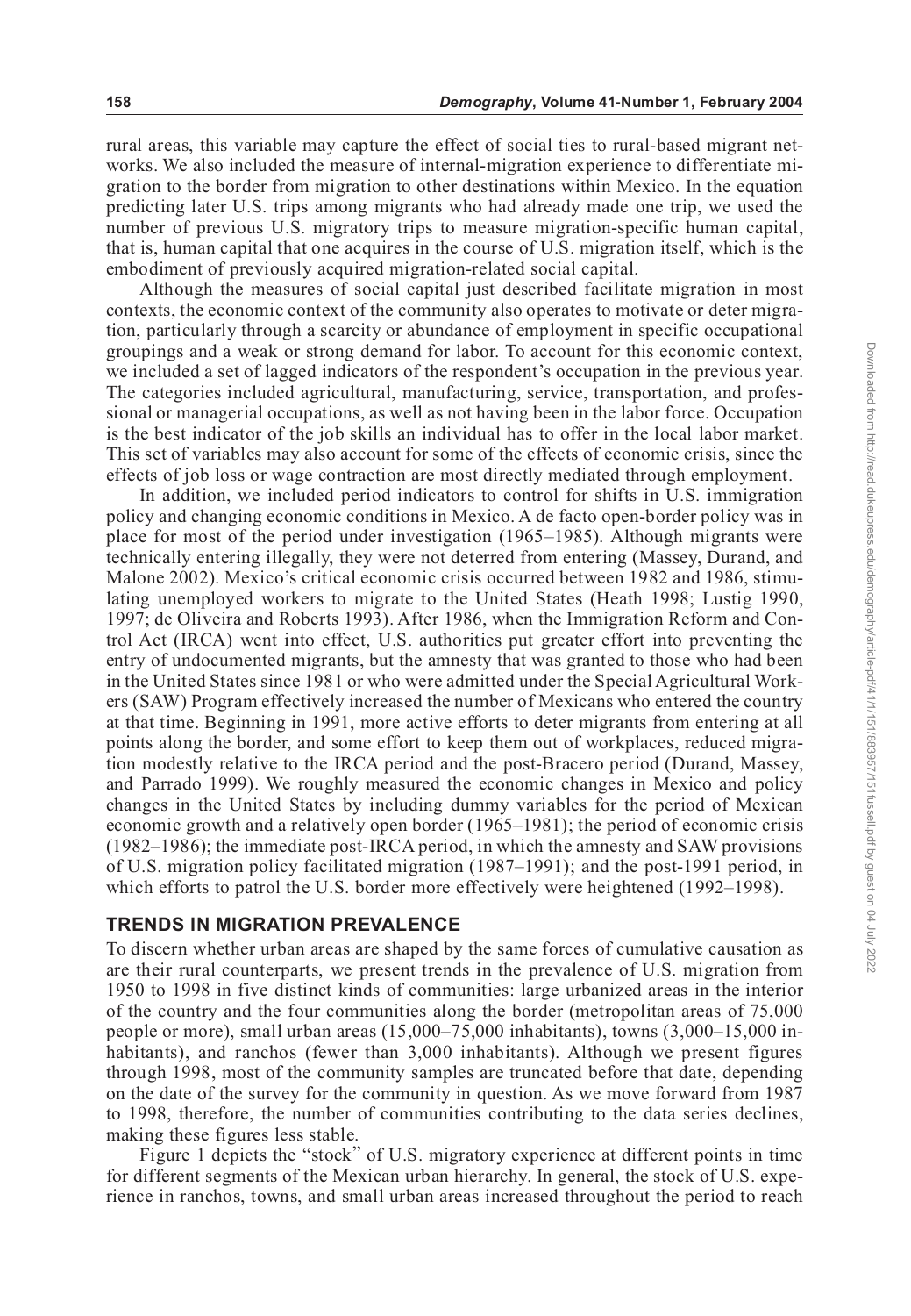rural areas, this variable may capture the effect of social ties to rural-based migrant networks. We also included the measure of internal-migration experience to differentiate migration to the border from migration to other destinations within Mexico. In the equation predicting later U.S. trips among migrants who had already made one trip, we used the number of previous U.S. migratory trips to measure migration-specific human capital, that is, human capital that one acquires in the course of U.S. migration itself, which is the embodiment of previously acquired migration-related social capital.

Although the measures of social capital just described facilitate migration in most contexts, the economic context of the community also operates to motivate or deter migration, particularly through a scarcity or abundance of employment in specific occupational groupings and a weak or strong demand for labor. To account for this economic context, we included a set of lagged indicators of the respondent's occupation in the previous year. The categories included agricultural, manufacturing, service, transportation, and professional or managerial occupations, as well as not having been in the labor force. Occupation is the best indicator of the job skills an individual has to offer in the local labor market. This set of variables may also account for some of the effects of economic crisis, since the effects of job loss or wage contraction are most directly mediated through employment.

In addition, we included period indicators to control for shifts in U.S. immigration policy and changing economic conditions in Mexico. A de facto open-border policy was in place for most of the period under investigation (1965–1985). Although migrants were technically entering illegally, they were not deterred from entering (Massey, Durand, and Malone 2002). Mexico's critical economic crisis occurred between 1982 and 1986, stimulating unemployed workers to migrate to the United States (Heath 1998; Lustig 1990, 1997; de Oliveira and Roberts 1993). After 1986, when the Immigration Reform and Control Act (IRCA) went into effect, U.S. authorities put greater effort into preventing the entry of undocumented migrants, but the amnesty that was granted to those who had been in the United States since 1981 or who were admitted under the Special Agricultural Workers (SAW) Program effectively increased the number of Mexicans who entered the country at that time. Beginning in 1991, more active efforts to deter migrants from entering at all points along the border, and some effort to keep them out of workplaces, reduced migration modestly relative to the IRCA period and the post-Bracero period (Durand, Massey, and Parrado 1999). We roughly measured the economic changes in Mexico and policy changes in the United States by including dummy variables for the period of Mexican economic growth and a relatively open border (1965–1981); the period of economic crisis (1982–1986); the immediate post-IRCA period, in which the amnesty and SAW provisions of U.S. migration policy facilitated migration (1987–1991); and the post-1991 period, in which efforts to patrol the U.S. border more effectively were heightened (1992–1998).

## TRENDS IN MIGRATION PREVALENCE

To discern whether urban areas are shaped by the same forces of cumulative causation as are their rural counterparts, we present trends in the prevalence of U.S. migration from 1950 to 1998 in five distinct kinds of communities: large urbanized areas in the interior of the country and the four communities along the border (metropolitan areas of 75,000 people or more), small urban areas (15,000–75,000 inhabitants), towns (3,000–15,000 inhabitants), and ranchos (fewer than 3,000 inhabitants). Although we present figures through 1998, most of the community samples are truncated before that date, depending on the date of the survey for the community in question. As we move forward from 1987 to 1998, therefore, the number of communities contributing to the data series declines, making these figures less stable.

Figure 1 depicts the "stock" of U.S. migratory experience at different points in time for different segments of the Mexican urban hierarchy. In general, the stock of U.S. experience in ranchos, towns, and small urban areas increased throughout the period to reach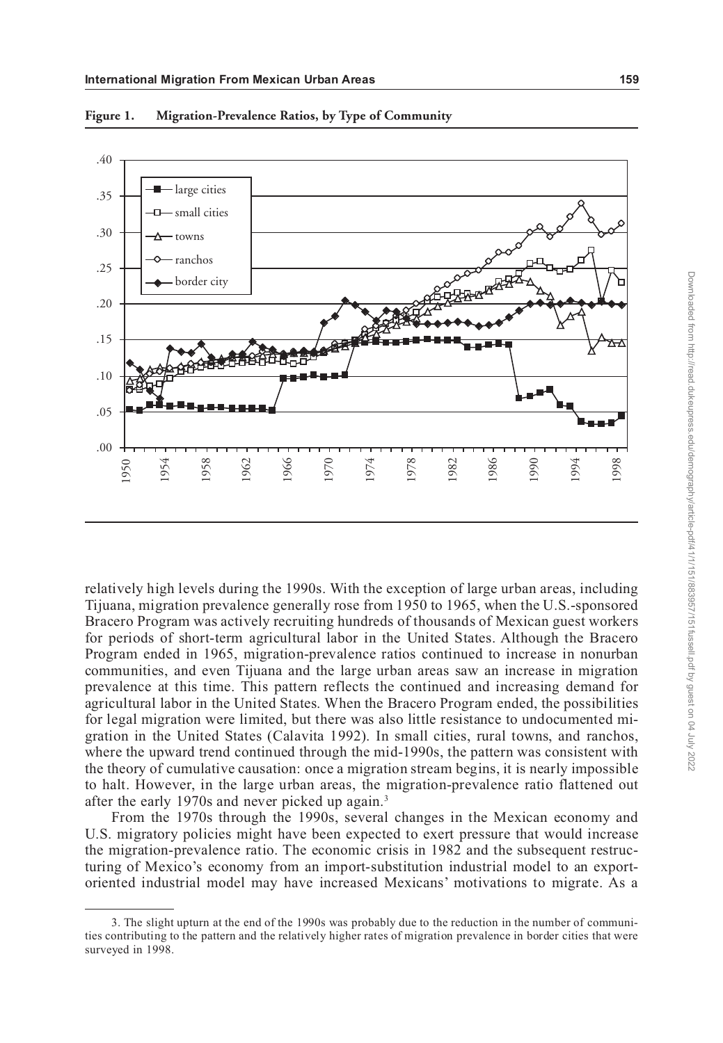**Figure 1. Migration-Prevalence Ratios, by Type of Community**

relatively high levels during the 1990s. With the exception of large urban areas, including Tijuana, migration prevalence generally rose from 1950 to 1965, when the U.S.-sponsored Bracero Program was actively recruiting hundreds of thousands of Mexican guest workers for periods of short-term agricultural labor in the United States. Although the Bracero Program ended in 1965, migration-prevalence ratios continued to increase in nonurban communities, and even Tijuana and the large urban areas saw an increase in migration prevalence at this time. This pattern reflects the continued and increasing demand for agricultural labor in the United States. When the Bracero Program ended, the possibilities for legal migration were limited, but there was also little resistance to undocumented migration in the United States (Calavita 1992). In small cities, rural towns, and ranchos, where the upward trend continued through the mid-1990s, the pattern was consistent with the theory of cumulative causation: once a migration stream begins, it is nearly impossible to halt. However, in the large urban areas, the migration-prevalence ratio flattened out after the early 1970s and never picked up again.[3]

From the 1970s through the 1990s, several changes in the Mexican economy and U.S. migratory policies might have been expected to exert pressure that would increase the migration-prevalence ratio. The economic crisis in 1982 and the subsequent restructuring of Mexico's economy from an import-substitution industrial model to an export-oriented industrial model may have increased Mexicans' motivations to migrate. As a

3. The slight upturn at the end of the 1990s was probably due to the reduction in the number of communities contributing to the pattern and the relatively higher rates of migration prevalence in border cities that were surveyed in 1998.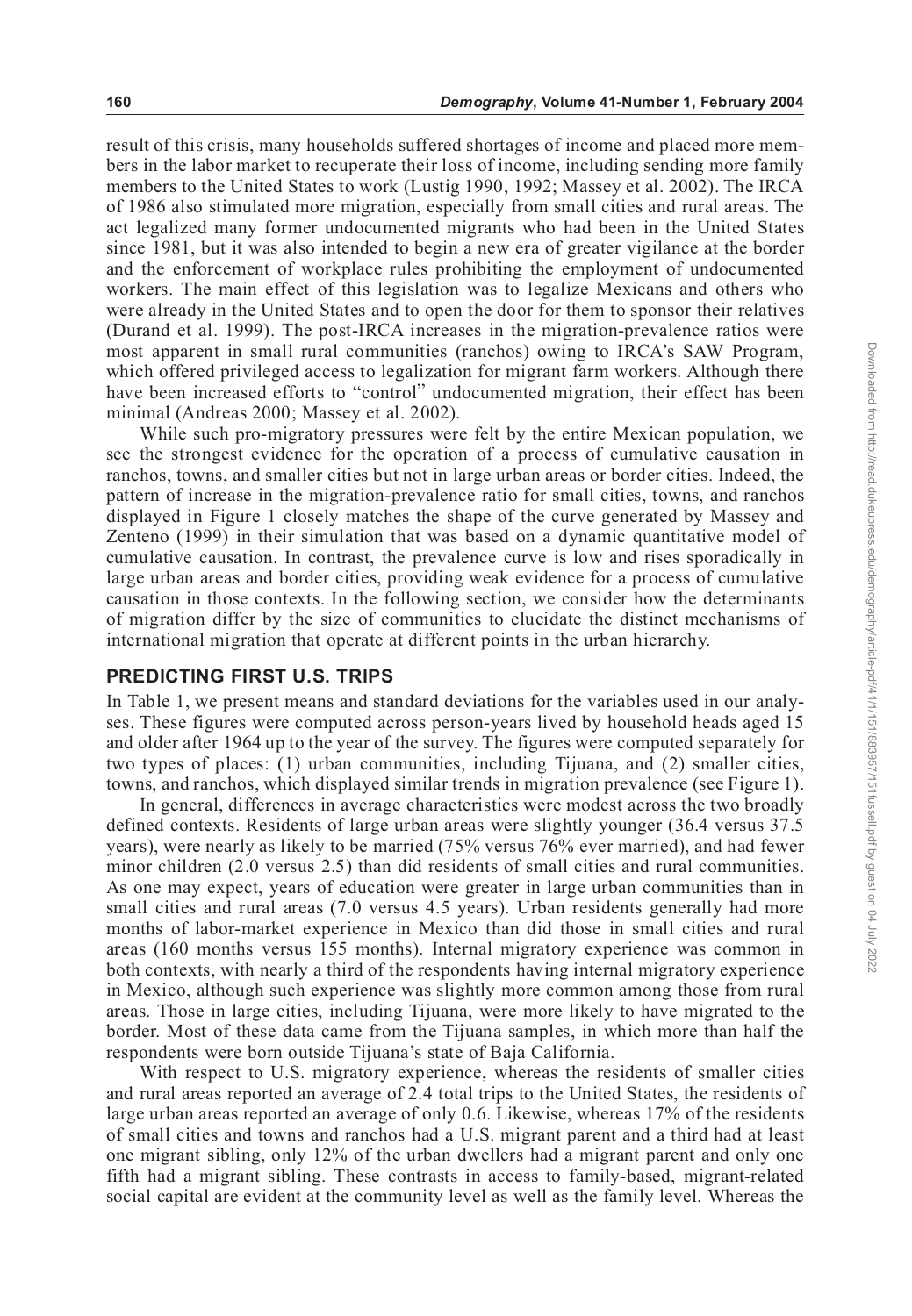result of this crisis, many households suffered shortages of income and placed more members in the labor market to recuperate their loss of income, including sending more family members to the United States to work (Lustig 1990, 1992; Massey et al. 2002). The IRCA of 1986 also stimulated more migration, especially from small cities and rural areas. The act legalized many former undocumented migrants who had been in the United States since 1981, but it was also intended to begin a new era of greater vigilance at the border and the enforcement of workplace rules prohibiting the employment of undocumented workers. The main effect of this legislation was to legalize Mexicans and others who were already in the United States and to open the door for them to sponsor their relatives (Durand et al. 1999). The post-IRCA increases in the migration-prevalence ratios were most apparent in small rural communities (ranchos) owing to IRCA's SAW Program, which offered privileged access to legalization for migrant farm workers. Although there have been increased efforts to "control" undocumented migration, their effect has been minimal (Andreas 2000; Massey et al. 2002).

While such pro-migratory pressures were felt by the entire Mexican population, we see the strongest evidence for the operation of a process of cumulative causation in ranchos, towns, and smaller cities but not in large urban areas or border cities. Indeed, the pattern of increase in the migration-prevalence ratio for small cities, towns, and ranchos displayed in Figure 1 closely matches the shape of the curve generated by Massey and Zenteno (1999) in their simulation that was based on a dynamic quantitative model of cumulative causation. In contrast, the prevalence curve is low and rises sporadically in large urban areas and border cities, providing weak evidence for a process of cumulative causation in those contexts. In the following section, we consider how the determinants of migration differ by the size of communities to elucidate the distinct mechanisms of international migration that operate at different points in the urban hierarchy.

## PREDICTING FIRST U.S. TRIPS

In Table 1, we present means and standard deviations for the variables used in our analyses. These figures were computed across person-years lived by household heads aged 15 and older after 1964 up to the year of the survey. The figures were computed separately for two types of places: (1) urban communities, including Tijuana, and (2) smaller cities, towns, and ranchos, which displayed similar trends in migration prevalence (see Figure 1).

In general, differences in average characteristics were modest across the two broadly defined contexts. Residents of large urban areas were slightly younger (36.4 versus 37.5 years), were nearly as likely to be married (75% versus 76% ever married), and had fewer minor children (2.0 versus 2.5) than did residents of small cities and rural communities. As one may expect, years of education were greater in large urban communities than in small cities and rural areas (7.0 versus 4.5 years). Urban residents generally had more months of labor-market experience in Mexico than did those in small cities and rural areas (160 months versus 155 months). Internal migratory experience was common in both contexts, with nearly a third of the respondents having internal migratory experience in Mexico, although such experience was slightly more common among those from rural areas. Those in large cities, including Tijuana, were more likely to have migrated to the border. Most of these data came from the Tijuana samples, in which more than half the respondents were born outside Tijuana's state of Baja California.

With respect to U.S. migratory experience, whereas the residents of smaller cities and rural areas reported an average of 2.4 total trips to the United States, the residents of large urban areas reported an average of only 0.6. Likewise, whereas 17% of the residents of small cities and towns and ranchos had a U.S. migrant parent and a third had at least one migrant sibling, only 12% of the urban dwellers had a migrant parent and only one fifth had a migrant sibling. These contrasts in access to family-based, migrant-related social capital are evident at the community level as well as the family level. Whereas the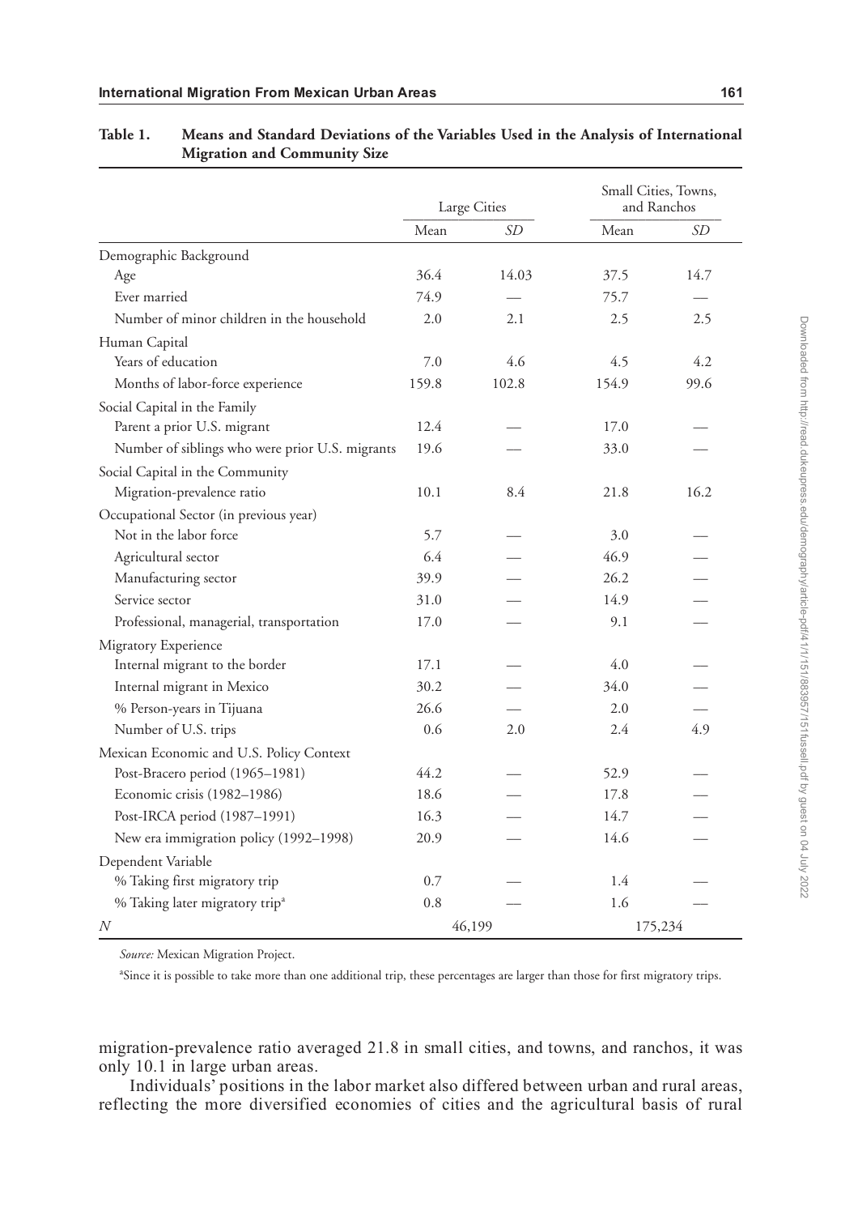**Table 1. Means and Standard Deviations of the Variables Used in the Analysis of International Migration and Community Size**

| | Large Cities | | Small Cities, Towns, and Ranchos | |
|---|---|---|---|---|
| | Mean | *SD* | Mean | *SD* |
| **Demographic Background** | | | | |
| Age | 36.4 | 14.03 | 37.5 | 14.7 |
| Ever married | 74.9 | — | 75.7 | — |
| Number of minor children in the household | 2.0 | 2.1 | 2.5 | 2.5 |
| **Human Capital** | | | | |
| Years of education | 7.0 | 4.6 | 4.5 | 4.2 |
| Months of labor-force experience | 159.8 | 102.8 | 154.9 | 99.6 |
| **Social Capital in the Family** | | | | |
| Parent a prior U.S. migrant | 12.4 | — | 17.0 | — |
| Number of siblings who were prior U.S. migrants | 19.6 | — | 33.0 | — |
| **Social Capital in the Community** | | | | |
| Migration-prevalence ratio | 10.1 | 8.4 | 21.8 | 16.2 |
| **Occupational Sector (in previous year)** | | | | |
| Not in the labor force | 5.7 | — | 3.0 | — |
| Agricultural sector | 6.4 | — | 46.9 | — |
| Manufacturing sector | 39.9 | — | 26.2 | — |
| Service sector | 31.0 | — | 14.9 | — |
| Professional, managerial, transportation | 17.0 | — | 9.1 | — |
| **Migratory Experience** | | | | |
| Internal migrant to the border | 17.1 | — | 4.0 | — |
| Internal migrant in Mexico | 30.2 | — | 34.0 | — |
| % Person-years in Tijuana | 26.6 | — | 2.0 | — |
| Number of U.S. trips | 0.6 | 2.0 | 2.4 | 4.9 |
| **Mexican Economic and U.S. Policy Context** | | | | |
| Post-Bracero period (1965–1981) | 44.2 | — | 52.9 | — |
| Economic crisis (1982–1986) | 18.6 | — | 17.8 | — |
| Post-IRCA period (1987–1991) | 16.3 | — | 14.7 | — |
| New era immigration policy (1992–1998) | 20.9 | — | 14.6 | — |
| **Dependent Variable** | | | | |
| % Taking first migratory trip | 0.7 | — | 1.4 | — |
| % Taking later migratory trip[a] | 0.8 | — | 1.6 | — |
| *N* | 46,199 | | 175,234 | |

*Source:* Mexican Migration Project.

[a]Since it is possible to take more than one additional trip, these percentages are larger than those for first migratory trips.

migration-prevalence ratio averaged 21.8 in small cities, and towns, and ranchos, it was only 10.1 in large urban areas.

Individuals' positions in the labor market also differed between urban and rural areas, reflecting the more diversified economies of cities and the agricultural basis of rural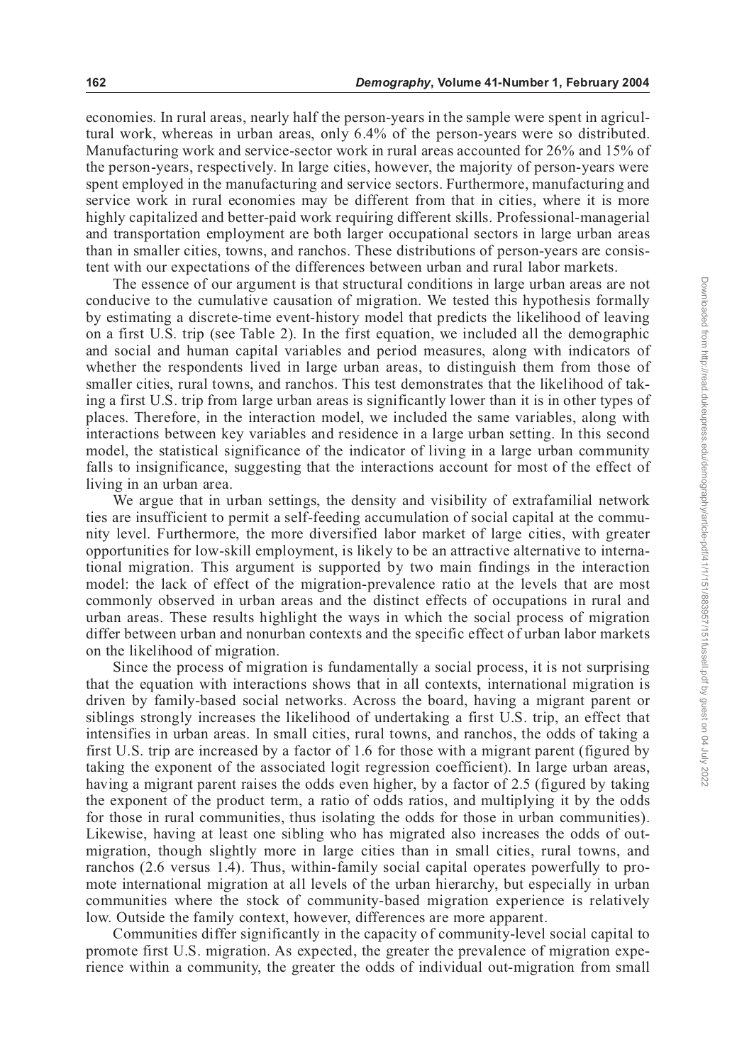economies. In rural areas, nearly half the person-years in the sample were spent in agricultural work, whereas in urban areas, only 6.4% of the person-years were so distributed. Manufacturing work and service-sector work in rural areas accounted for 26% and 15% of the person-years, respectively. In large cities, however, the majority of person-years were spent employed in the manufacturing and service sectors. Furthermore, manufacturing and service work in rural economies may be different from that in cities, where it is more highly capitalized and better-paid work requiring different skills. Professional-managerial and transportation employment are both larger occupational sectors in large urban areas than in smaller cities, towns, and ranchos. These distributions of person-years are consistent with our expectations of the differences between urban and rural labor markets.

The essence of our argument is that structural conditions in large urban areas are not conducive to the cumulative causation of migration. We tested this hypothesis formally by estimating a discrete-time event-history model that predicts the likelihood of leaving on a first U.S. trip (see Table 2). In the first equation, we included all the demographic and social and human capital variables and period measures, along with indicators of whether the respondents lived in large urban areas, to distinguish them from those of smaller cities, rural towns, and ranchos. This test demonstrates that the likelihood of taking a first U.S. trip from large urban areas is significantly lower than it is in other types of places. Therefore, in the interaction model, we included the same variables, along with interactions between key variables and residence in a large urban setting. In this second model, the statistical significance of the indicator of living in a large urban community falls to insignificance, suggesting that the interactions account for most of the effect of living in an urban area.

We argue that in urban settings, the density and visibility of extrafamilial network ties are insufficient to permit a self-feeding accumulation of social capital at the community level. Furthermore, the more diversified labor market of large cities, with greater opportunities for low-skill employment, is likely to be an attractive alternative to international migration. This argument is supported by two main findings in the interaction model: the lack of effect of the migration-prevalence ratio at the levels that are most commonly observed in urban areas and the distinct effects of occupations in rural and urban areas. These results highlight the ways in which the social process of migration differ between urban and nonurban contexts and the specific effect of urban labor markets on the likelihood of migration.

Since the process of migration is fundamentally a social process, it is not surprising that the equation with interactions shows that in all contexts, international migration is driven by family-based social networks. Across the board, having a migrant parent or siblings strongly increases the likelihood of undertaking a first U.S. trip, an effect that intensifies in urban areas. In small cities, rural towns, and ranchos, the odds of taking a first U.S. trip are increased by a factor of 1.6 for those with a migrant parent (figured by taking the exponent of the associated logit regression coefficient). In large urban areas, having a migrant parent raises the odds even higher, by a factor of 2.5 (figured by taking the exponent of the product term, a ratio of odds ratios, and multiplying it by the odds for those in rural communities, thus isolating the odds for those in urban communities). Likewise, having at least one sibling who has migrated also increases the odds of out-migration, though slightly more in large cities than in small cities, rural towns, and ranchos (2.6 versus 1.4). Thus, within-family social capital operates powerfully to promote international migration at all levels of the urban hierarchy, but especially in urban communities where the stock of community-based migration experience is relatively low. Outside the family context, however, differences are more apparent.

Communities differ significantly in the capacity of community-level social capital to promote first U.S. migration. As expected, the greater the prevalence of migration experience within a community, the greater the odds of individual out-migration from small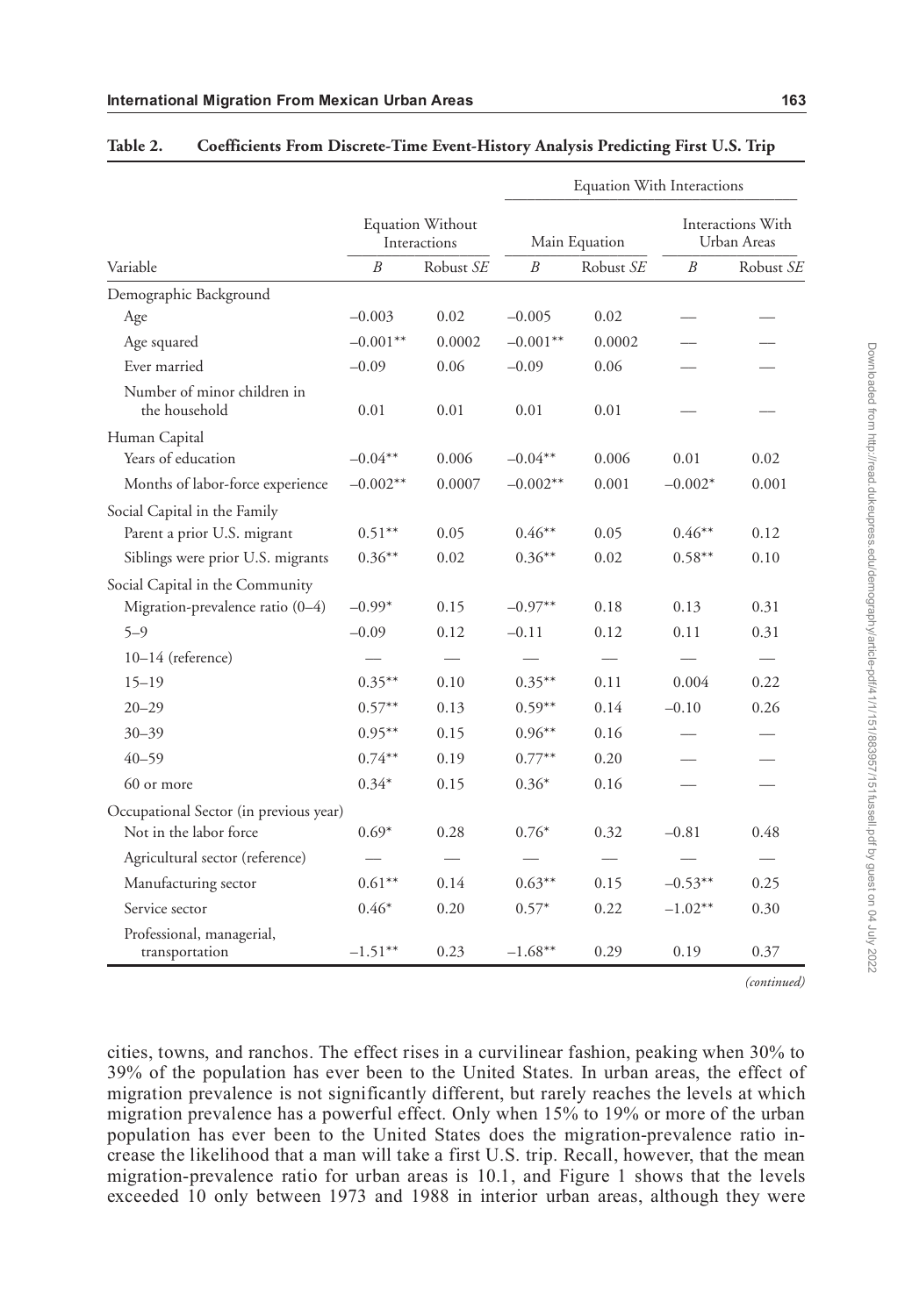**Table 2. Coefficients From Discrete-Time Event-History Analysis Predicting First U.S. Trip**

| Variable | Equation Without Interactions | | Equation With Interactions: Main Equation | | Equation With Interactions: Interactions With Urban Areas | |
|---|---|---|---|---|---|---|
| | *B* | Robust *SE* | *B* | Robust *SE* | *B* | Robust *SE* |
| **Demographic Background** | | | | | | |
| Age | –0.003 | 0.02 | –0.005 | 0.02 | — | — |
| Age squared | –0.001** | 0.0002 | –0.001** | 0.0002 | — | — |
| Ever married | –0.09 | 0.06 | –0.09 | 0.06 | — | — |
| Number of minor children in the household | 0.01 | 0.01 | 0.01 | 0.01 | — | — |
| **Human Capital** | | | | | | |
| Years of education | –0.04** | 0.006 | –0.04** | 0.006 | 0.01 | 0.02 |
| Months of labor-force experience | –0.002** | 0.0007 | –0.002** | 0.001 | –0.002* | 0.001 |
| **Social Capital in the Family** | | | | | | |
| Parent a prior U.S. migrant | 0.51** | 0.05 | 0.46** | 0.05 | 0.46** | 0.12 |
| Siblings were prior U.S. migrants | 0.36** | 0.02 | 0.36** | 0.02 | 0.58** | 0.10 |
| **Social Capital in the Community** | | | | | | |
| Migration-prevalence ratio (0–4) | –0.99* | 0.15 | –0.97** | 0.18 | 0.13 | 0.31 |
| 5–9 | –0.09 | 0.12 | –0.11 | 0.12 | 0.11 | 0.31 |
| 10–14 (reference) | — | — | — | — | — | — |
| 15–19 | 0.35** | 0.10 | 0.35** | 0.11 | 0.004 | 0.22 |
| 20–29 | 0.57** | 0.13 | 0.59** | 0.14 | –0.10 | 0.26 |
| 30–39 | 0.95** | 0.15 | 0.96** | 0.16 | — | — |
| 40–59 | 0.74** | 0.19 | 0.77** | 0.20 | — | — |
| 60 or more | 0.34* | 0.15 | 0.36* | 0.16 | — | — |
| **Occupational Sector (in previous year)** | | | | | | |
| Not in the labor force | 0.69* | 0.28 | 0.76* | 0.32 | –0.81 | 0.48 |
| Agricultural sector (reference) | — | — | — | — | — | — |
| Manufacturing sector | 0.61** | 0.14 | 0.63** | 0.15 | –0.53** | 0.25 |
| Service sector | 0.46* | 0.20 | 0.57* | 0.22 | –1.02** | 0.30 |
| Professional, managerial, transportation | –1.51** | 0.23 | –1.68** | 0.29 | 0.19 | 0.37 |

*(continued)*

cities, towns, and ranchos. The effect rises in a curvilinear fashion, peaking when 30% to 39% of the population has ever been to the United States. In urban areas, the effect of migration prevalence is not significantly different, but rarely reaches the levels at which migration prevalence has a powerful effect. Only when 15% to 19% or more of the urban population has ever been to the United States does the migration-prevalence ratio increase the likelihood that a man will take a first U.S. trip. Recall, however, that the mean migration-prevalence ratio for urban areas is 10.1, and Figure 1 shows that the levels exceeded 10 only between 1973 and 1988 in interior urban areas, although they were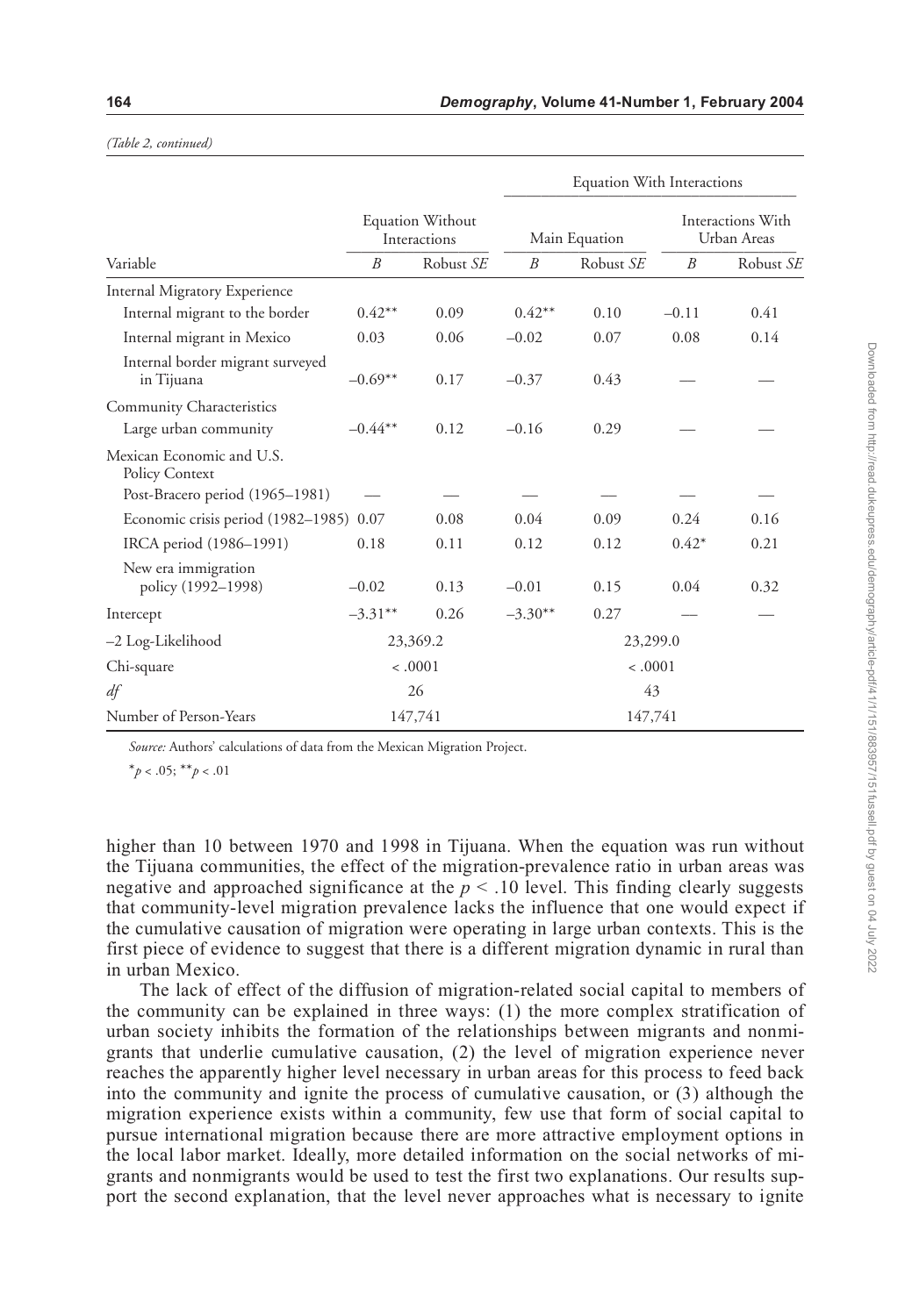*(Table 2, continued)*

| | Equation Without Interactions | | Equation With Interactions | | | |
|---|---|---|---|---|---|---|
| | | | Main Equation | | Interactions With Urban Areas | |
| Variable | *B* | Robust *SE* | *B* | Robust *SE* | *B* | Robust *SE* |
| Internal Migratory Experience | | | | | | |
| Internal migrant to the border | 0.42** | 0.09 | 0.42** | 0.10 | –0.11 | 0.41 |
| Internal migrant in Mexico | 0.03 | 0.06 | –0.02 | 0.07 | 0.08 | 0.14 |
| Internal border migrant surveyed in Tijuana | –0.69** | 0.17 | –0.37 | 0.43 | — | — |
| Community Characteristics | | | | | | |
| Large urban community | –0.44** | 0.12 | –0.16 | 0.29 | — | — |
| Mexican Economic and U.S. Policy Context | | | | | | |
| Post-Bracero period (1965–1981) | — | — | — | — | — | — |
| Economic crisis period (1982–1985) | 0.07 | 0.08 | 0.04 | 0.09 | 0.24 | 0.16 |
| IRCA period (1986–1991) | 0.18 | 0.11 | 0.12 | 0.12 | 0.42* | 0.21 |
| New era immigration policy (1992–1998) | –0.02 | 0.13 | –0.01 | 0.15 | 0.04 | 0.32 |
| Intercept | –3.31** | 0.26 | –3.30** | 0.27 | — | — |
| –2 Log-Likelihood | 23,369.2 | | 23,299.0 | | | |
| Chi-square | < .0001 | | < .0001 | | | |
| *df* | 26 | | 43 | | | |
| Number of Person-Years | 147,741 | | 147,741 | | | |

*Source:* Authors' calculations of data from the Mexican Migration Project.

$^{*}p < .05$; $^{**}p < .01$

higher than 10 between 1970 and 1998 in Tijuana. When the equation was run without the Tijuana communities, the effect of the migration-prevalence ratio in urban areas was negative and approached significance at the $p < .10$ level. This finding clearly suggests that community-level migration prevalence lacks the influence that one would expect if the cumulative causation of migration were operating in large urban contexts. This is the first piece of evidence to suggest that there is a different migration dynamic in rural than in urban Mexico.

The lack of effect of the diffusion of migration-related social capital to members of the community can be explained in three ways: (1) the more complex stratification of urban society inhibits the formation of the relationships between migrants and nonmigrants that underlie cumulative causation, (2) the level of migration experience never reaches the apparently higher level necessary in urban areas for this process to feed back into the community and ignite the process of cumulative causation, or (3) although the migration experience exists within a community, few use that form of social capital to pursue international migration because there are more attractive employment options in the local labor market. Ideally, more detailed information on the social networks of migrants and nonmigrants would be used to test the first two explanations. Our results support the second explanation, that the level never approaches what is necessary to ignite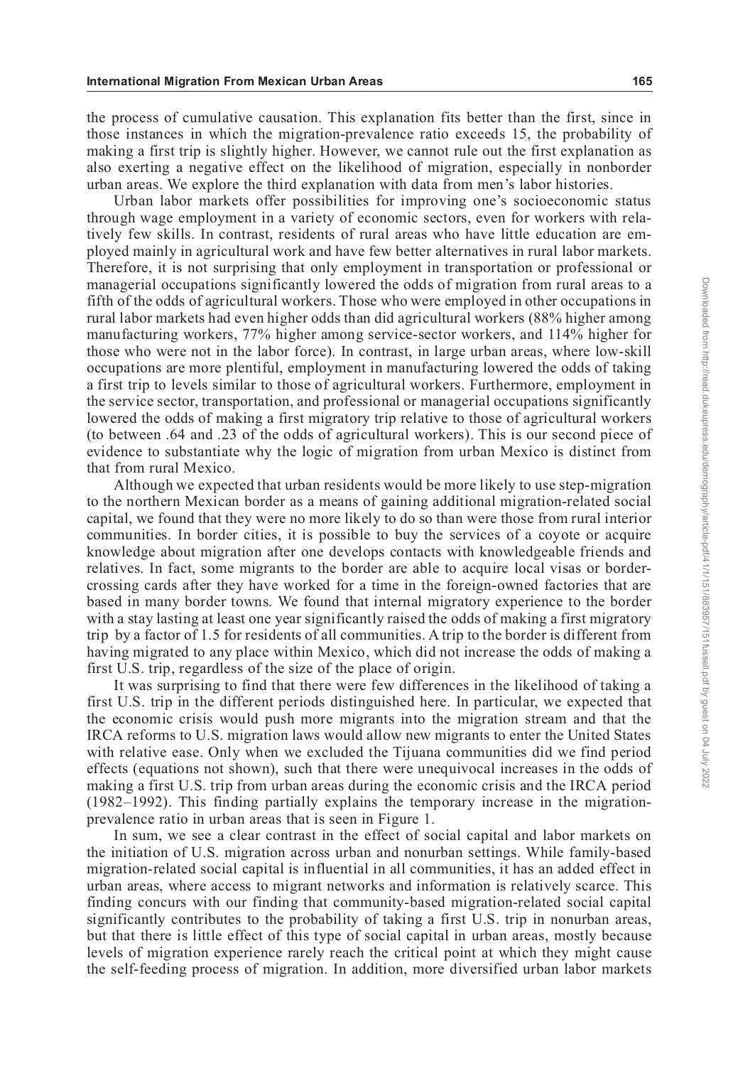the process of cumulative causation. This explanation fits better than the first, since in those instances in which the migration-prevalence ratio exceeds 15, the probability of making a first trip is slightly higher. However, we cannot rule out the first explanation as also exerting a negative effect on the likelihood of migration, especially in nonborder urban areas. We explore the third explanation with data from men's labor histories.

Urban labor markets offer possibilities for improving one's socioeconomic status through wage employment in a variety of economic sectors, even for workers with relatively few skills. In contrast, residents of rural areas who have little education are employed mainly in agricultural work and have few better alternatives in rural labor markets. Therefore, it is not surprising that only employment in transportation or professional or managerial occupations significantly lowered the odds of migration from rural areas to a fifth of the odds of agricultural workers. Those who were employed in other occupations in rural labor markets had even higher odds than did agricultural workers (88% higher among manufacturing workers, 77% higher among service-sector workers, and 114% higher for those who were not in the labor force). In contrast, in large urban areas, where low-skill occupations are more plentiful, employment in manufacturing lowered the odds of taking a first trip to levels similar to those of agricultural workers. Furthermore, employment in the service sector, transportation, and professional or managerial occupations significantly lowered the odds of making a first migratory trip relative to those of agricultural workers (to between .64 and .23 of the odds of agricultural workers). This is our second piece of evidence to substantiate why the logic of migration from urban Mexico is distinct from that from rural Mexico.

Although we expected that urban residents would be more likely to use step-migration to the northern Mexican border as a means of gaining additional migration-related social capital, we found that they were no more likely to do so than were those from rural interior communities. In border cities, it is possible to buy the services of a coyote or acquire knowledge about migration after one develops contacts with knowledgeable friends and relatives. In fact, some migrants to the border are able to acquire local visas or border-crossing cards after they have worked for a time in the foreign-owned factories that are based in many border towns. We found that internal migratory experience to the border with a stay lasting at least one year significantly raised the odds of making a first migratory trip by a factor of 1.5 for residents of all communities. A trip to the border is different from having migrated to any place within Mexico, which did not increase the odds of making a first U.S. trip, regardless of the size of the place of origin.

It was surprising to find that there were few differences in the likelihood of taking a first U.S. trip in the different periods distinguished here. In particular, we expected that the economic crisis would push more migrants into the migration stream and that the IRCA reforms to U.S. migration laws would allow new migrants to enter the United States with relative ease. Only when we excluded the Tijuana communities did we find period effects (equations not shown), such that there were unequivocal increases in the odds of making a first U.S. trip from urban areas during the economic crisis and the IRCA period (1982–1992). This finding partially explains the temporary increase in the migration-prevalence ratio in urban areas that is seen in Figure 1.

In sum, we see a clear contrast in the effect of social capital and labor markets on the initiation of U.S. migration across urban and nonurban settings. While family-based migration-related social capital is influential in all communities, it has an added effect in urban areas, where access to migrant networks and information is relatively scarce. This finding concurs with our finding that community-based migration-related social capital significantly contributes to the probability of taking a first U.S. trip in nonurban areas, but that there is little effect of this type of social capital in urban areas, mostly because levels of migration experience rarely reach the critical point at which they might cause the self-feeding process of migration. In addition, more diversified urban labor markets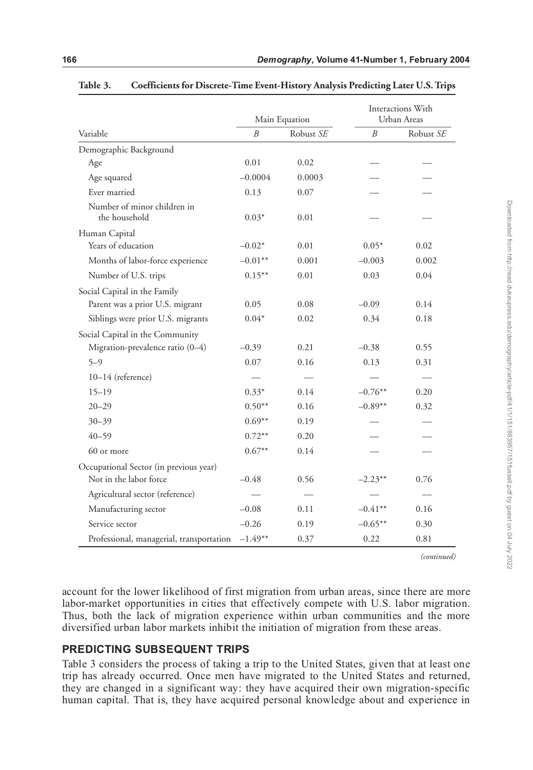**Table 3. Coefficients for Discrete-Time Event-History Analysis Predicting Later U.S. Trips**

| Variable | Main Equation | | Interactions With Urban Areas | |
|---|---|---|---|---|
| | $B$ | Robust $SE$ | $B$ | Robust $SE$ |
| Demographic Background | | | | |
| Age | 0.01 | 0.02 | — | — |
| Age squared | –0.0004 | 0.0003 | — | — |
| Ever married | 0.13 | 0.07 | — | — |
| Number of minor children in the household | 0.03* | 0.01 | — | — |
| Human Capital | | | | |
| Years of education | –0.02* | 0.01 | 0.05* | 0.02 |
| Months of labor-force experience | –0.01** | 0.001 | –0.003 | 0.002 |
| Number of U.S. trips | 0.15** | 0.01 | 0.03 | 0.04 |
| Social Capital in the Family | | | | |
| Parent was a prior U.S. migrant | 0.05 | 0.08 | –0.09 | 0.14 |
| Siblings were prior U.S. migrants | 0.04* | 0.02 | 0.34 | 0.18 |
| Social Capital in the Community | | | | |
| Migration-prevalence ratio (0–4) | –0.39 | 0.21 | –0.38 | 0.55 |
| 5–9 | 0.07 | 0.16 | 0.13 | 0.31 |
| 10–14 (reference) | — | — | — | — |
| 15–19 | 0.33* | 0.14 | –0.76** | 0.20 |
| 20–29 | 0.50** | 0.16 | –0.89** | 0.32 |
| 30–39 | 0.69** | 0.19 | — | — |
| 40–59 | 0.72** | 0.20 | — | — |
| 60 or more | 0.67** | 0.14 | — | — |
| Occupational Sector (in previous year) | | | | |
| Not in the labor force | –0.48 | 0.56 | –2.23** | 0.76 |
| Agricultural sector (reference) | — | — | — | — |
| Manufacturing sector | –0.08 | 0.11 | –0.41** | 0.16 |
| Service sector | –0.26 | 0.19 | –0.65** | 0.30 |
| Professional, managerial, transportation | –1.49** | 0.37 | 0.22 | 0.81 |

*(continued)*

account for the lower likelihood of first migration from urban areas, since there are more labor-market opportunities in cities that effectively compete with U.S. labor migration. Thus, both the lack of migration experience within urban communities and the more diversified urban labor markets inhibit the initiation of migration from these areas.

## PREDICTING SUBSEQUENT TRIPS

Table 3 considers the process of taking a trip to the United States, given that at least one trip has already occurred. Once men have migrated to the United States and returned, they are changed in a significant way: they have acquired their own migration-specific human capital. That is, they have acquired personal knowledge about and experience in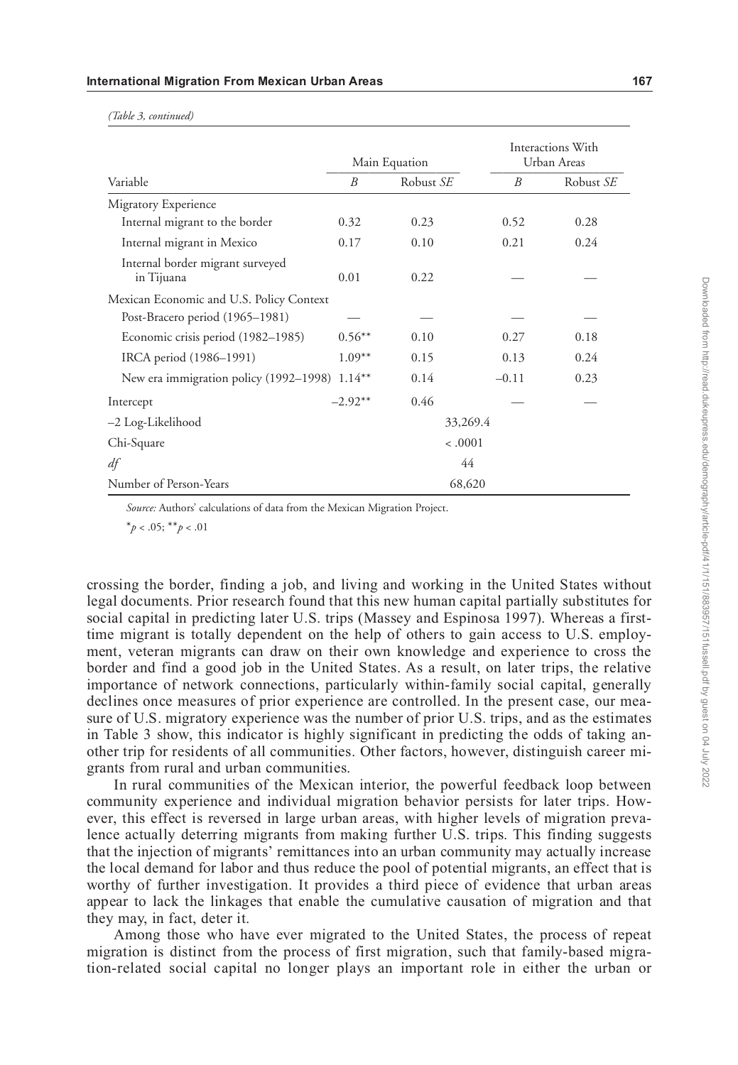*(Table 3, continued)*

| Variable | Main Equation | | Interactions With Urban Areas | |
|---|---|---|---|---|
| | *B* | Robust *SE* | *B* | Robust *SE* |
| Migratory Experience | | | | |
| Internal migrant to the border | 0.32 | 0.23 | 0.52 | 0.28 |
| Internal migrant in Mexico | 0.17 | 0.10 | 0.21 | 0.24 |
| Internal border migrant surveyed in Tijuana | 0.01 | 0.22 | — | — |
| Mexican Economic and U.S. Policy Context | | | | |
| Post-Bracero period (1965–1981) | — | — | — | — |
| Economic crisis period (1982–1985) | 0.56** | 0.10 | 0.27 | 0.18 |
| IRCA period (1986–1991) | 1.09** | 0.15 | 0.13 | 0.24 |
| New era immigration policy (1992–1998) | 1.14** | 0.14 | –0.11 | 0.23 |
| Intercept | –2.92** | 0.46 | — | — |
| –2 Log-Likelihood | 33,269.4 | | | |
| Chi-Square | < .0001 | | | |
| *df* | 44 | | | |
| Number of Person-Years | 68,620 | | | |

*Source:* Authors' calculations of data from the Mexican Migration Project.

*$p < .05$; **$p < .01$

crossing the border, finding a job, and living and working in the United States without legal documents. Prior research found that this new human capital partially substitutes for social capital in predicting later U.S. trips (Massey and Espinosa 1997). Whereas a first-time migrant is totally dependent on the help of others to gain access to U.S. employment, veteran migrants can draw on their own knowledge and experience to cross the border and find a good job in the United States. As a result, on later trips, the relative importance of network connections, particularly within-family social capital, generally declines once measures of prior experience are controlled. In the present case, our measure of U.S. migratory experience was the number of prior U.S. trips, and as the estimates in Table 3 show, this indicator is highly significant in predicting the odds of taking another trip for residents of all communities. Other factors, however, distinguish career migrants from rural and urban communities.

In rural communities of the Mexican interior, the powerful feedback loop between community experience and individual migration behavior persists for later trips. However, this effect is reversed in large urban areas, with higher levels of migration prevalence actually deterring migrants from making further U.S. trips. This finding suggests that the injection of migrants' remittances into an urban community may actually increase the local demand for labor and thus reduce the pool of potential migrants, an effect that is worthy of further investigation. It provides a third piece of evidence that urban areas appear to lack the linkages that enable the cumulative causation of migration and that they may, in fact, deter it.

Among those who have ever migrated to the United States, the process of repeat migration is distinct from the process of first migration, such that family-based migration-related social capital no longer plays an important role in either the urban or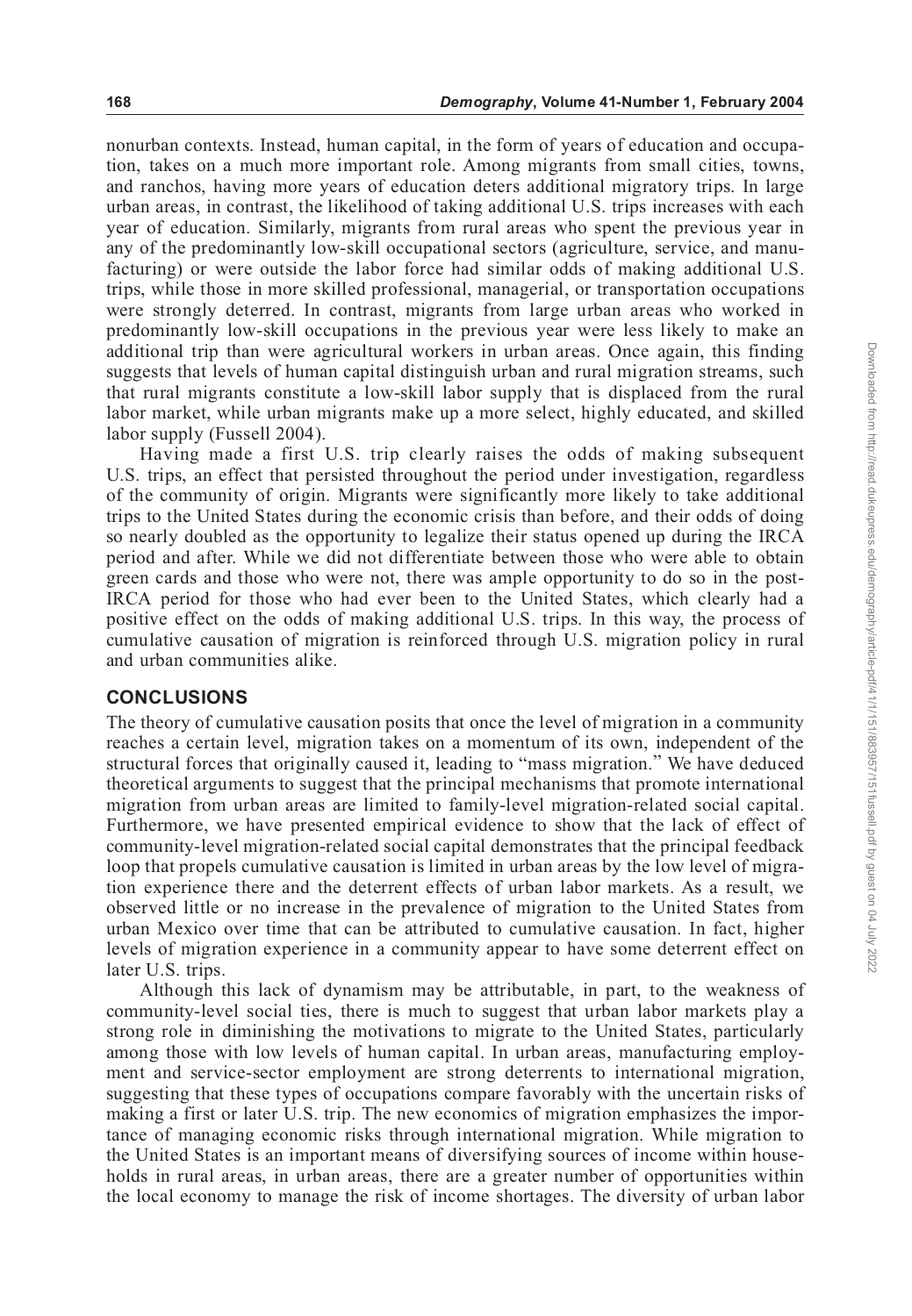nonurban contexts. Instead, human capital, in the form of years of education and occupation, takes on a much more important role. Among migrants from small cities, towns, and ranchos, having more years of education deters additional migratory trips. In large urban areas, in contrast, the likelihood of taking additional U.S. trips increases with each year of education. Similarly, migrants from rural areas who spent the previous year in any of the predominantly low-skill occupational sectors (agriculture, service, and manufacturing) or were outside the labor force had similar odds of making additional U.S. trips, while those in more skilled professional, managerial, or transportation occupations were strongly deterred. In contrast, migrants from large urban areas who worked in predominantly low-skill occupations in the previous year were less likely to make an additional trip than were agricultural workers in urban areas. Once again, this finding suggests that levels of human capital distinguish urban and rural migration streams, such that rural migrants constitute a low-skill labor supply that is displaced from the rural labor market, while urban migrants make up a more select, highly educated, and skilled labor supply (Fussell 2004).

Having made a first U.S. trip clearly raises the odds of making subsequent U.S. trips, an effect that persisted throughout the period under investigation, regardless of the community of origin. Migrants were significantly more likely to take additional trips to the United States during the economic crisis than before, and their odds of doing so nearly doubled as the opportunity to legalize their status opened up during the IRCA period and after. While we did not differentiate between those who were able to obtain green cards and those who were not, there was ample opportunity to do so in the post-IRCA period for those who had ever been to the United States, which clearly had a positive effect on the odds of making additional U.S. trips. In this way, the process of cumulative causation of migration is reinforced through U.S. migration policy in rural and urban communities alike.

## CONCLUSIONS

The theory of cumulative causation posits that once the level of migration in a community reaches a certain level, migration takes on a momentum of its own, independent of the structural forces that originally caused it, leading to "mass migration." We have deduced theoretical arguments to suggest that the principal mechanisms that promote international migration from urban areas are limited to family-level migration-related social capital. Furthermore, we have presented empirical evidence to show that the lack of effect of community-level migration-related social capital demonstrates that the principal feedback loop that propels cumulative causation is limited in urban areas by the low level of migration experience there and the deterrent effects of urban labor markets. As a result, we observed little or no increase in the prevalence of migration to the United States from urban Mexico over time that can be attributed to cumulative causation. In fact, higher levels of migration experience in a community appear to have some deterrent effect on later U.S. trips.

Although this lack of dynamism may be attributable, in part, to the weakness of community-level social ties, there is much to suggest that urban labor markets play a strong role in diminishing the motivations to migrate to the United States, particularly among those with low levels of human capital. In urban areas, manufacturing employment and service-sector employment are strong deterrents to international migration, suggesting that these types of occupations compare favorably with the uncertain risks of making a first or later U.S. trip. The new economics of migration emphasizes the importance of managing economic risks through international migration. While migration to the United States is an important means of diversifying sources of income within households in rural areas, in urban areas, there are a greater number of opportunities within the local economy to manage the risk of income shortages. The diversity of urban labor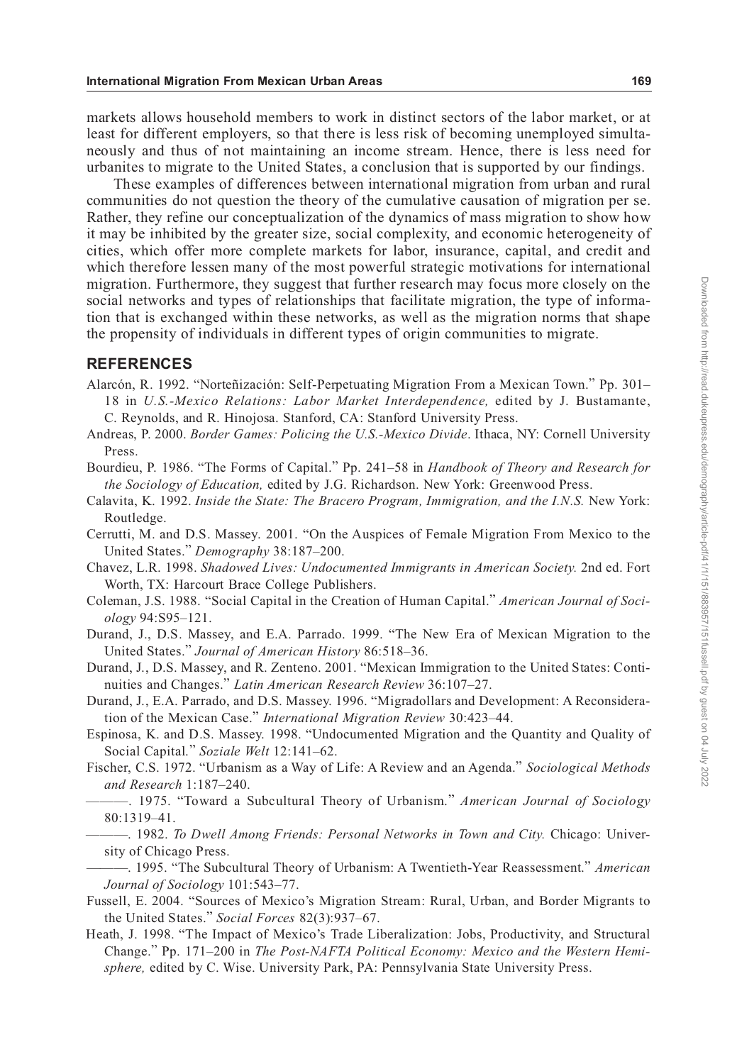markets allows household members to work in distinct sectors of the labor market, or at least for different employers, so that there is less risk of becoming unemployed simultaneously and thus of not maintaining an income stream. Hence, there is less need for urbanites to migrate to the United States, a conclusion that is supported by our findings.

These examples of differences between international migration from urban and rural communities do not question the theory of the cumulative causation of migration per se. Rather, they refine our conceptualization of the dynamics of mass migration to show how it may be inhibited by the greater size, social complexity, and economic heterogeneity of cities, which offer more complete markets for labor, insurance, capital, and credit and which therefore lessen many of the most powerful strategic motivations for international migration. Furthermore, they suggest that further research may focus more closely on the social networks and types of relationships that facilitate migration, the type of information that is exchanged within these networks, as well as the migration norms that shape the propensity of individuals in different types of origin communities to migrate.

## REFERENCES

Alarcón, R. 1992. "Norteñización: Self-Perpetuating Migration From a Mexican Town." Pp. 301–18 in *U.S.-Mexico Relations: Labor Market Interdependence,* edited by J. Bustamante, C. Reynolds, and R. Hinojosa. Stanford, CA: Stanford University Press.

Andreas, P. 2000. *Border Games: Policing the U.S.-Mexico Divide*. Ithaca, NY: Cornell University Press.

Bourdieu, P. 1986. "The Forms of Capital." Pp. 241–58 in *Handbook of Theory and Research for the Sociology of Education,* edited by J.G. Richardson. New York: Greenwood Press.

Calavita, K. 1992. *Inside the State: The Bracero Program, Immigration, and the I.N.S.* New York: Routledge.

Cerrutti, M. and D.S. Massey. 2001. "On the Auspices of Female Migration From Mexico to the United States." *Demography* 38:187–200.

Chavez, L.R. 1998. *Shadowed Lives: Undocumented Immigrants in American Society.* 2nd ed. Fort Worth, TX: Harcourt Brace College Publishers.

Coleman, J.S. 1988. "Social Capital in the Creation of Human Capital." *American Journal of Sociology* 94:S95–121.

Durand, J., D.S. Massey, and E.A. Parrado. 1999. "The New Era of Mexican Migration to the United States." *Journal of American History* 86:518–36.

Durand, J., D.S. Massey, and R. Zenteno. 2001. "Mexican Immigration to the United States: Continuities and Changes." *Latin American Research Review* 36:107–27.

Durand, J., E.A. Parrado, and D.S. Massey. 1996. "Migradollars and Development: A Reconsideration of the Mexican Case." *International Migration Review* 30:423–44.

Espinosa, K. and D.S. Massey. 1998. "Undocumented Migration and the Quantity and Quality of Social Capital." *Soziale Welt* 12:141–62.

Fischer, C.S. 1972. "Urbanism as a Way of Life: A Review and an Agenda." *Sociological Methods and Research* 1:187–240.

———. 1975. "Toward a Subcultural Theory of Urbanism." *American Journal of Sociology* 80:1319–41.

———. 1982. *To Dwell Among Friends: Personal Networks in Town and City.* Chicago: University of Chicago Press.

———. 1995. "The Subcultural Theory of Urbanism: A Twentieth-Year Reassessment." *American Journal of Sociology* 101:543–77.

Fussell, E. 2004. "Sources of Mexico's Migration Stream: Rural, Urban, and Border Migrants to the United States." *Social Forces* 82(3):937–67.

Heath, J. 1998. "The Impact of Mexico's Trade Liberalization: Jobs, Productivity, and Structural Change." Pp. 171–200 in *The Post-NAFTA Political Economy: Mexico and the Western Hemisphere,* edited by C. Wise. University Park, PA: Pennsylvania State University Press.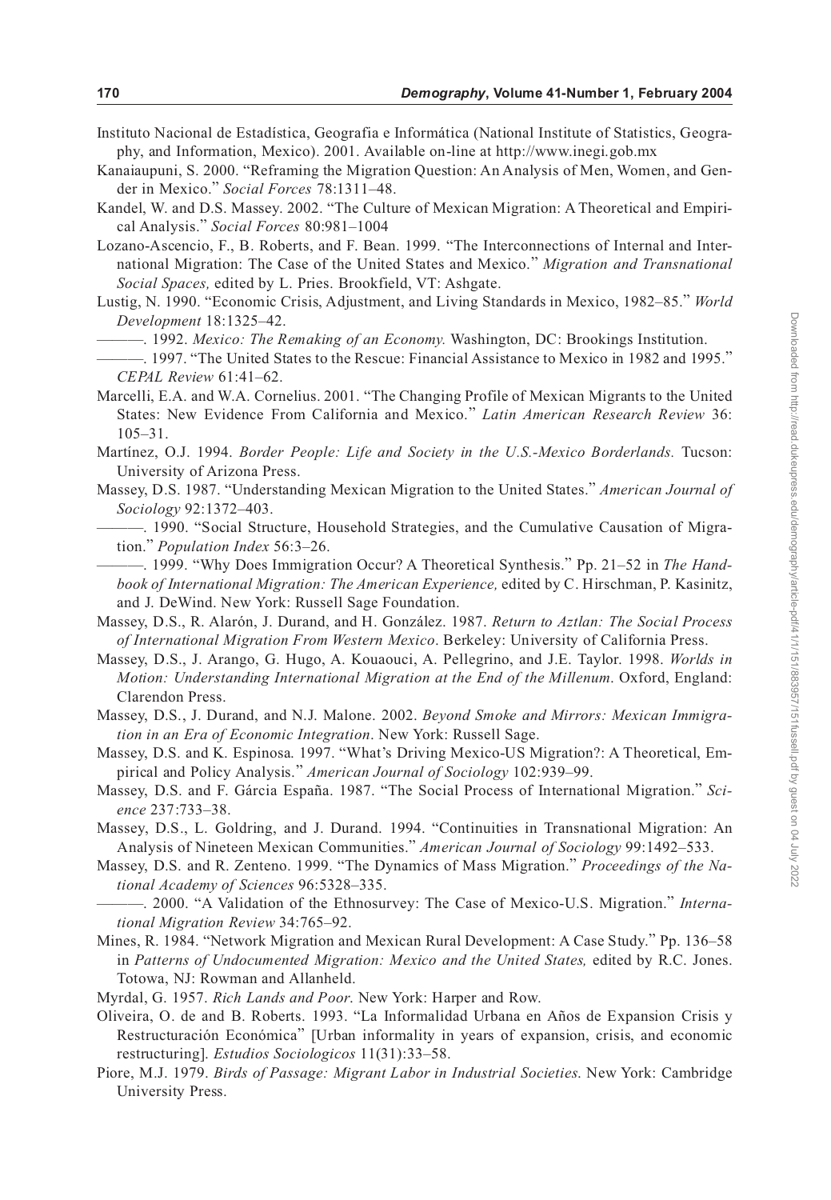Instituto Nacional de Estadística, Geografia e Informática (National Institute of Statistics, Geography, and Information, Mexico). 2001. Available on-line at http://www.inegi.gob.mx

Kanaiaupuni, S. 2000. "Reframing the Migration Question: An Analysis of Men, Women, and Gender in Mexico." *Social Forces* 78:1311–48.

Kandel, W. and D.S. Massey. 2002. "The Culture of Mexican Migration: A Theoretical and Empirical Analysis." *Social Forces* 80:981–1004

Lozano-Ascencio, F., B. Roberts, and F. Bean. 1999. "The Interconnections of Internal and International Migration: The Case of the United States and Mexico." *Migration and Transnational Social Spaces,* edited by L. Pries. Brookfield, VT: Ashgate.

Lustig, N. 1990. "Economic Crisis, Adjustment, and Living Standards in Mexico, 1982–85." *World Development* 18:1325–42.

———. 1992. *Mexico: The Remaking of an Economy.* Washington, DC: Brookings Institution.

———. 1997. "The United States to the Rescue: Financial Assistance to Mexico in 1982 and 1995." *CEPAL Review* 61:41–62.

Marcelli, E.A. and W.A. Cornelius. 2001. "The Changing Profile of Mexican Migrants to the United States: New Evidence From California and Mexico." *Latin American Research Review* 36: 105–31.

Martínez, O.J. 1994. *Border People: Life and Society in the U.S.-Mexico Borderlands.* Tucson: University of Arizona Press.

Massey, D.S. 1987. "Understanding Mexican Migration to the United States." *American Journal of Sociology* 92:1372–403.

———. 1990. "Social Structure, Household Strategies, and the Cumulative Causation of Migration." *Population Index* 56:3–26.

———. 1999. "Why Does Immigration Occur? A Theoretical Synthesis." Pp. 21–52 in *The Handbook of International Migration: The American Experience,* edited by C. Hirschman, P. Kasinitz, and J. DeWind. New York: Russell Sage Foundation.

Massey, D.S., R. Alarón, J. Durand, and H. González. 1987. *Return to Aztlan: The Social Process of International Migration From Western Mexico*. Berkeley: University of California Press.

Massey, D.S., J. Arango, G. Hugo, A. Kouaouci, A. Pellegrino, and J.E. Taylor. 1998. *Worlds in Motion: Understanding International Migration at the End of the Millenum*. Oxford, England: Clarendon Press.

Massey, D.S., J. Durand, and N.J. Malone. 2002. *Beyond Smoke and Mirrors: Mexican Immigration in an Era of Economic Integration*. New York: Russell Sage.

Massey, D.S. and K. Espinosa. 1997. "What's Driving Mexico-US Migration?: A Theoretical, Empirical and Policy Analysis." *American Journal of Sociology* 102:939–99.

Massey, D.S. and F. Gárcia España. 1987. "The Social Process of International Migration." *Science* 237:733–38.

Massey, D.S., L. Goldring, and J. Durand. 1994. "Continuities in Transnational Migration: An Analysis of Nineteen Mexican Communities." *American Journal of Sociology* 99:1492–533.

Massey, D.S. and R. Zenteno. 1999. "The Dynamics of Mass Migration." *Proceedings of the National Academy of Sciences* 96:5328–335.

———. 2000. "A Validation of the Ethnosurvey: The Case of Mexico-U.S. Migration." *International Migration Review* 34:765–92.

Mines, R. 1984. "Network Migration and Mexican Rural Development: A Case Study." Pp. 136–58 in *Patterns of Undocumented Migration: Mexico and the United States,* edited by R.C. Jones. Totowa, NJ: Rowman and Allanheld.

Myrdal, G. 1957. *Rich Lands and Poor.* New York: Harper and Row.

Oliveira, O. de and B. Roberts. 1993. "La Informalidad Urbana en Años de Expansion Crisis y Restructuración Económica" [Urban informality in years of expansion, crisis, and economic restructuring]. *Estudios Sociologicos* 11(31):33–58.

Piore, M.J. 1979. *Birds of Passage: Migrant Labor in Industrial Societies.* New York: Cambridge University Press.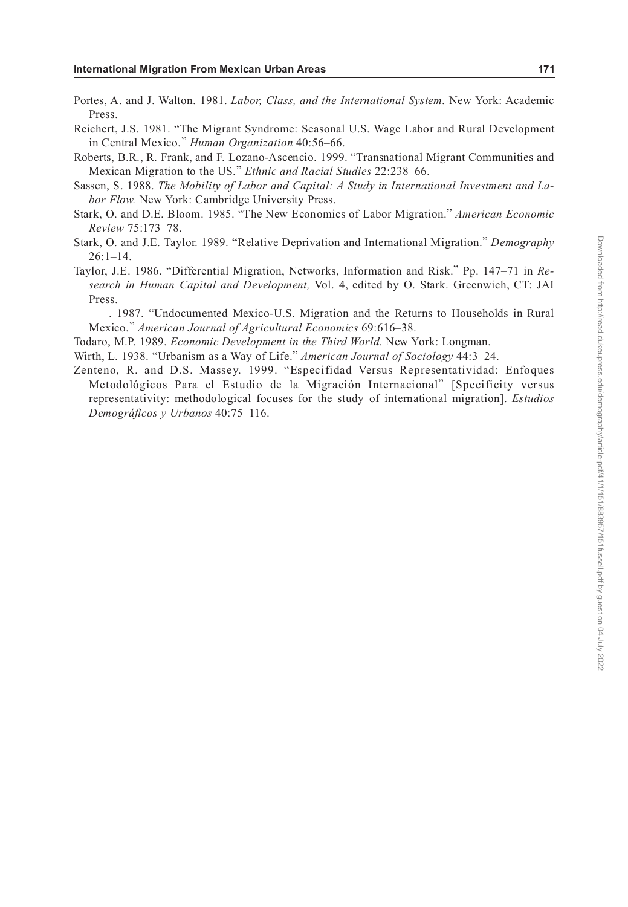Portes, A. and J. Walton. 1981. *Labor, Class, and the International System*. New York: Academic Press.

Reichert, J.S. 1981. "The Migrant Syndrome: Seasonal U.S. Wage Labor and Rural Development in Central Mexico." *Human Organization* 40:56–66.

Roberts, B.R., R. Frank, and F. Lozano-Ascencio. 1999. "Transnational Migrant Communities and Mexican Migration to the US." *Ethnic and Racial Studies* 22:238–66.

Sassen, S. 1988. *The Mobility of Labor and Capital: A Study in International Investment and Labor Flow.* New York: Cambridge University Press.

Stark, O. and D.E. Bloom. 1985. "The New Economics of Labor Migration." *American Economic Review* 75:173–78.

Stark, O. and J.E. Taylor. 1989. "Relative Deprivation and International Migration." *Demography* 26:1–14.

Taylor, J.E. 1986. "Differential Migration, Networks, Information and Risk." Pp. 147–71 in *Research in Human Capital and Development,* Vol. 4, edited by O. Stark. Greenwich, CT: JAI Press.

———. 1987. "Undocumented Mexico-U.S. Migration and the Returns to Households in Rural Mexico." *American Journal of Agricultural Economics* 69:616–38.

Todaro, M.P. 1989. *Economic Development in the Third World.* New York: Longman.

Wirth, L. 1938. "Urbanism as a Way of Life." *American Journal of Sociology* 44:3–24.

Zenteno, R. and D.S. Massey. 1999. "Especifidad Versus Representatividad: Enfoques Metodológicos Para el Estudio de la Migración Internacional" [Specificity versus representativity: methodological focuses for the study of international migration]. *Estudios Demográficos y Urbanos* 40:75–116.